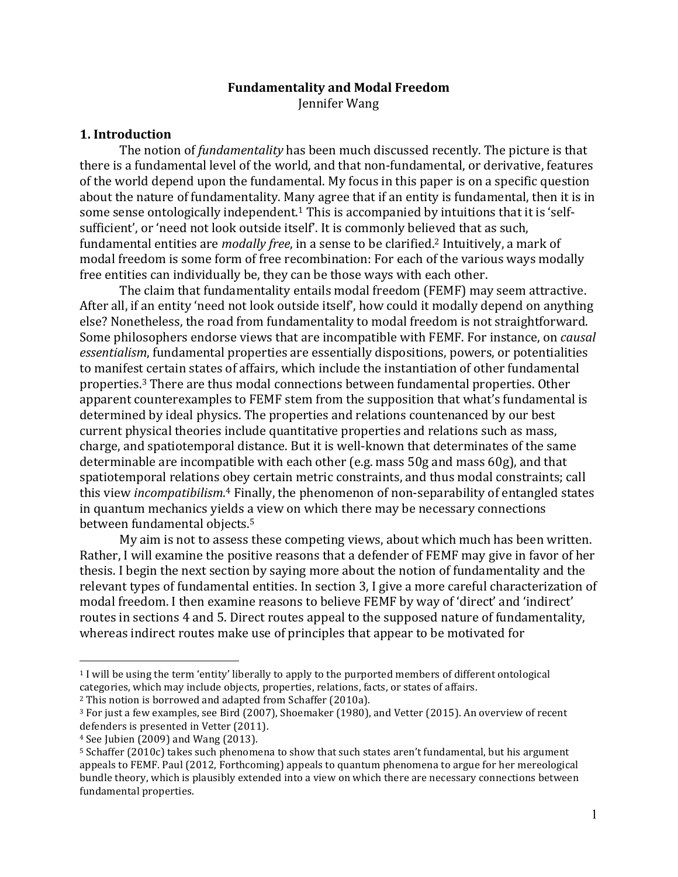# Fundamentality and Modal Freedom

Jennifer Wang

## 1. Introduction

The notion of *fundamentality* has been much discussed recently. The picture is that there is a fundamental level of the world, and that non-fundamental, or derivative, features of the world depend upon the fundamental. My focus in this paper is on a specific question about the nature of fundamentality. Many agree that if an entity is fundamental, then it is in some sense ontologically independent.[1] This is accompanied by intuitions that it is 'self-sufficient', or 'need not look outside itself'. It is commonly believed that as such, fundamental entities are *modally free*, in a sense to be clarified.[2] Intuitively, a mark of modal freedom is some form of free recombination: For each of the various ways modally free entities can individually be, they can be those ways with each other.

The claim that fundamentality entails modal freedom (FEMF) may seem attractive. After all, if an entity 'need not look outside itself', how could it modally depend on anything else? Nonetheless, the road from fundamentality to modal freedom is not straightforward. Some philosophers endorse views that are incompatible with FEMF. For instance, on *causal essentialism*, fundamental properties are essentially dispositions, powers, or potentialities to manifest certain states of affairs, which include the instantiation of other fundamental properties.[3] There are thus modal connections between fundamental properties. Other apparent counterexamples to FEMF stem from the supposition that what's fundamental is determined by ideal physics. The properties and relations countenanced by our best current physical theories include quantitative properties and relations such as mass, charge, and spatiotemporal distance. But it is well-known that determinates of the same determinable are incompatible with each other (e.g. mass 50g and mass 60g), and that spatiotemporal relations obey certain metric constraints, and thus modal constraints; call this view *incompatibilism*.[4] Finally, the phenomenon of non-separability of entangled states in quantum mechanics yields a view on which there may be necessary connections between fundamental objects.[5]

My aim is not to assess these competing views, about which much has been written. Rather, I will examine the positive reasons that a defender of FEMF may give in favor of her thesis. I begin the next section by saying more about the notion of fundamentality and the relevant types of fundamental entities. In section 3, I give a more careful characterization of modal freedom. I then examine reasons to believe FEMF by way of 'direct' and 'indirect' routes in sections 4 and 5. Direct routes appeal to the supposed nature of fundamentality, whereas indirect routes make use of principles that appear to be motivated for

---

[1] I will be using the term 'entity' liberally to apply to the purported members of different ontological categories, which may include objects, properties, relations, facts, or states of affairs.

[2] This notion is borrowed and adapted from Schaffer (2010a).

[3] For just a few examples, see Bird (2007), Shoemaker (1980), and Vetter (2015). An overview of recent defenders is presented in Vetter (2011).

[4] See Jubien (2009) and Wang (2013).

[5] Schaffer (2010c) takes such phenomena to show that such states aren't fundamental, but his argument appeals to FEMF. Paul (2012, Forthcoming) appeals to quantum phenomena to argue for her mereological bundle theory, which is plausibly extended into a view on which there are necessary connections between fundamental properties.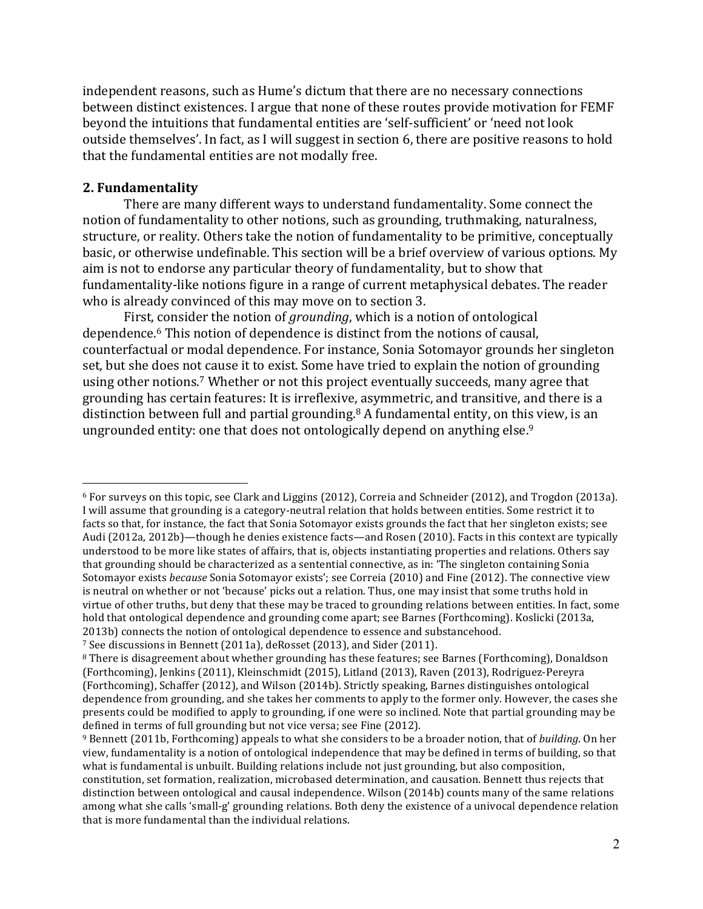independent reasons, such as Hume's dictum that there are no necessary connections between distinct existences. I argue that none of these routes provide motivation for FEMF beyond the intuitions that fundamental entities are 'self-sufficient' or 'need not look outside themselves'. In fact, as I will suggest in section 6, there are positive reasons to hold that the fundamental entities are not modally free.

## 2. Fundamentality

There are many different ways to understand fundamentality. Some connect the notion of fundamentality to other notions, such as grounding, truthmaking, naturalness, structure, or reality. Others take the notion of fundamentality to be primitive, conceptually basic, or otherwise undefinable. This section will be a brief overview of various options. My aim is not to endorse any particular theory of fundamentality, but to show that fundamentality-like notions figure in a range of current metaphysical debates. The reader who is already convinced of this may move on to section 3.

First, consider the notion of *grounding*, which is a notion of ontological dependence.[6] This notion of dependence is distinct from the notions of causal, counterfactual or modal dependence. For instance, Sonia Sotomayor grounds her singleton set, but she does not cause it to exist. Some have tried to explain the notion of grounding using other notions.[7] Whether or not this project eventually succeeds, many agree that grounding has certain features: It is irreflexive, asymmetric, and transitive, and there is a distinction between full and partial grounding.[8] A fundamental entity, on this view, is an ungrounded entity: one that does not ontologically depend on anything else.[9]

---

[6] For surveys on this topic, see Clark and Liggins (2012), Correia and Schneider (2012), and Trogdon (2013a). I will assume that grounding is a category-neutral relation that holds between entities. Some restrict it to facts so that, for instance, the fact that Sonia Sotomayor exists grounds the fact that her singleton exists; see Audi (2012a, 2012b)—though he denies existence facts—and Rosen (2010). Facts in this context are typically understood to be more like states of affairs, that is, objects instantiating properties and relations. Others say that grounding should be characterized as a sentential connective, as in: 'The singleton containing Sonia Sotomayor exists *because* Sonia Sotomayor exists'; see Correia (2010) and Fine (2012). The connective view is neutral on whether or not 'because' picks out a relation. Thus, one may insist that some truths hold in virtue of other truths, but deny that these may be traced to grounding relations between entities. In fact, some hold that ontological dependence and grounding come apart; see Barnes (Forthcoming). Koslicki (2013a, 2013b) connects the notion of ontological dependence to essence and substancehood.

[7] See discussions in Bennett (2011a), deRosset (2013), and Sider (2011).

[8] There is disagreement about whether grounding has these features; see Barnes (Forthcoming), Donaldson (Forthcoming), Jenkins (2011), Kleinschmidt (2015), Litland (2013), Raven (2013), Rodriguez-Pereyra (Forthcoming), Schaffer (2012), and Wilson (2014b). Strictly speaking, Barnes distinguishes ontological dependence from grounding, and she takes her comments to apply to the former only. However, the cases she presents could be modified to apply to grounding, if one were so inclined. Note that partial grounding may be defined in terms of full grounding but not vice versa; see Fine (2012).

[9] Bennett (2011b, Forthcoming) appeals to what she considers to be a broader notion, that of *building*. On her view, fundamentality is a notion of ontological independence that may be defined in terms of building, so that what is fundamental is unbuilt. Building relations include not just grounding, but also composition, constitution, set formation, realization, microbased determination, and causation. Bennett thus rejects that distinction between ontological and causal independence. Wilson (2014b) counts many of the same relations among what she calls 'small-g' grounding relations. Both deny the existence of a univocal dependence relation that is more fundamental than the individual relations.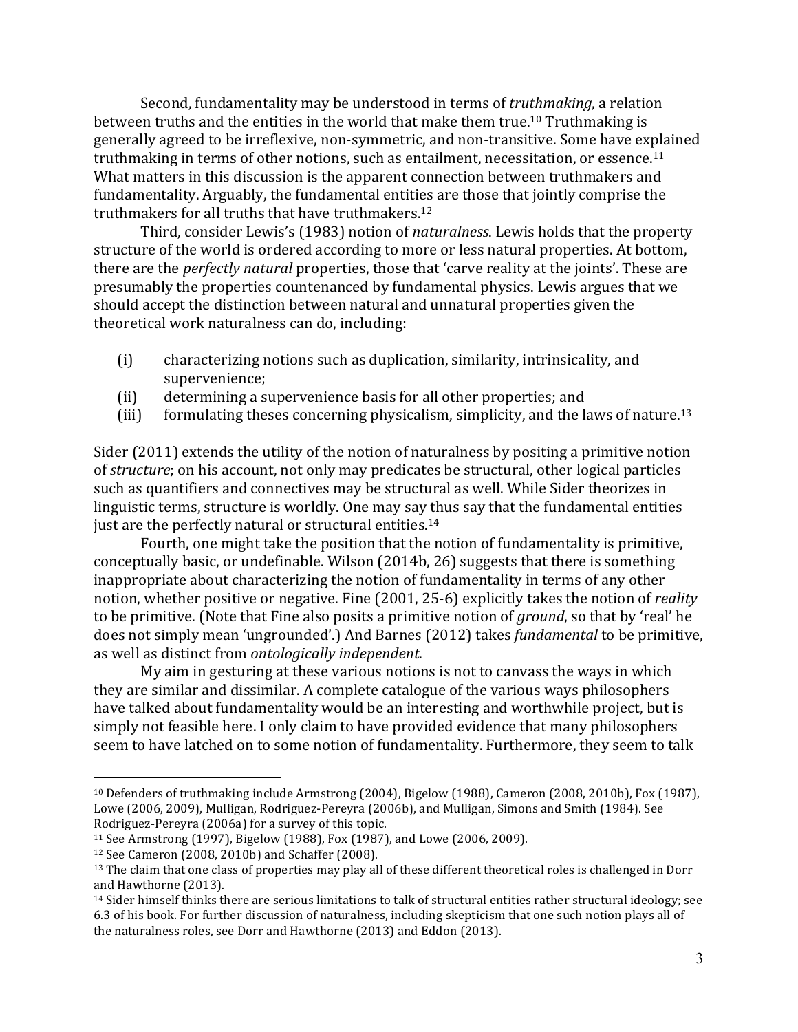Second, fundamentality may be understood in terms of *truthmaking*, a relation between truths and the entities in the world that make them true.[10] Truthmaking is generally agreed to be irreflexive, non-symmetric, and non-transitive. Some have explained truthmaking in terms of other notions, such as entailment, necessitation, or essence.[11] What matters in this discussion is the apparent connection between truthmakers and fundamentality. Arguably, the fundamental entities are those that jointly comprise the truthmakers for all truths that have truthmakers.[12]

Third, consider Lewis's (1983) notion of *naturalness*. Lewis holds that the property structure of the world is ordered according to more or less natural properties. At bottom, there are the *perfectly natural* properties, those that 'carve reality at the joints'. These are presumably the properties countenanced by fundamental physics. Lewis argues that we should accept the distinction between natural and unnatural properties given the theoretical work naturalness can do, including:

(i) characterizing notions such as duplication, similarity, intrinsicality, and supervenience;
(ii) determining a supervenience basis for all other properties; and
(iii) formulating theses concerning physicalism, simplicity, and the laws of nature.[13]

Sider (2011) extends the utility of the notion of naturalness by positing a primitive notion of *structure*; on his account, not only may predicates be structural, other logical particles such as quantifiers and connectives may be structural as well. While Sider theorizes in linguistic terms, structure is worldly. One may say thus say that the fundamental entities just are the perfectly natural or structural entities.[14]

Fourth, one might take the position that the notion of fundamentality is primitive, conceptually basic, or undefinable. Wilson (2014b, 26) suggests that there is something inappropriate about characterizing the notion of fundamentality in terms of any other notion, whether positive or negative. Fine (2001, 25-6) explicitly takes the notion of *reality* to be primitive. (Note that Fine also posits a primitive notion of *ground*, so that by 'real' he does not simply mean 'ungrounded'.) And Barnes (2012) takes *fundamental* to be primitive, as well as distinct from *ontologically independent*.

My aim in gesturing at these various notions is not to canvass the ways in which they are similar and dissimilar. A complete catalogue of the various ways philosophers have talked about fundamentality would be an interesting and worthwhile project, but is simply not feasible here. I only claim to have provided evidence that many philosophers seem to have latched on to some notion of fundamentality. Furthermore, they seem to talk

---

[10] Defenders of truthmaking include Armstrong (2004), Bigelow (1988), Cameron (2008, 2010b), Fox (1987), Lowe (2006, 2009), Mulligan, Rodriguez-Pereyra (2006b), and Mulligan, Simons and Smith (1984). See Rodriguez-Pereyra (2006a) for a survey of this topic.

[11] See Armstrong (1997), Bigelow (1988), Fox (1987), and Lowe (2006, 2009).

[12] See Cameron (2008, 2010b) and Schaffer (2008).

[13] The claim that one class of properties may play all of these different theoretical roles is challenged in Dorr and Hawthorne (2013).

[14] Sider himself thinks there are serious limitations to talk of structural entities rather structural ideology; see 6.3 of his book. For further discussion of naturalness, including skepticism that one such notion plays all of the naturalness roles, see Dorr and Hawthorne (2013) and Eddon (2013).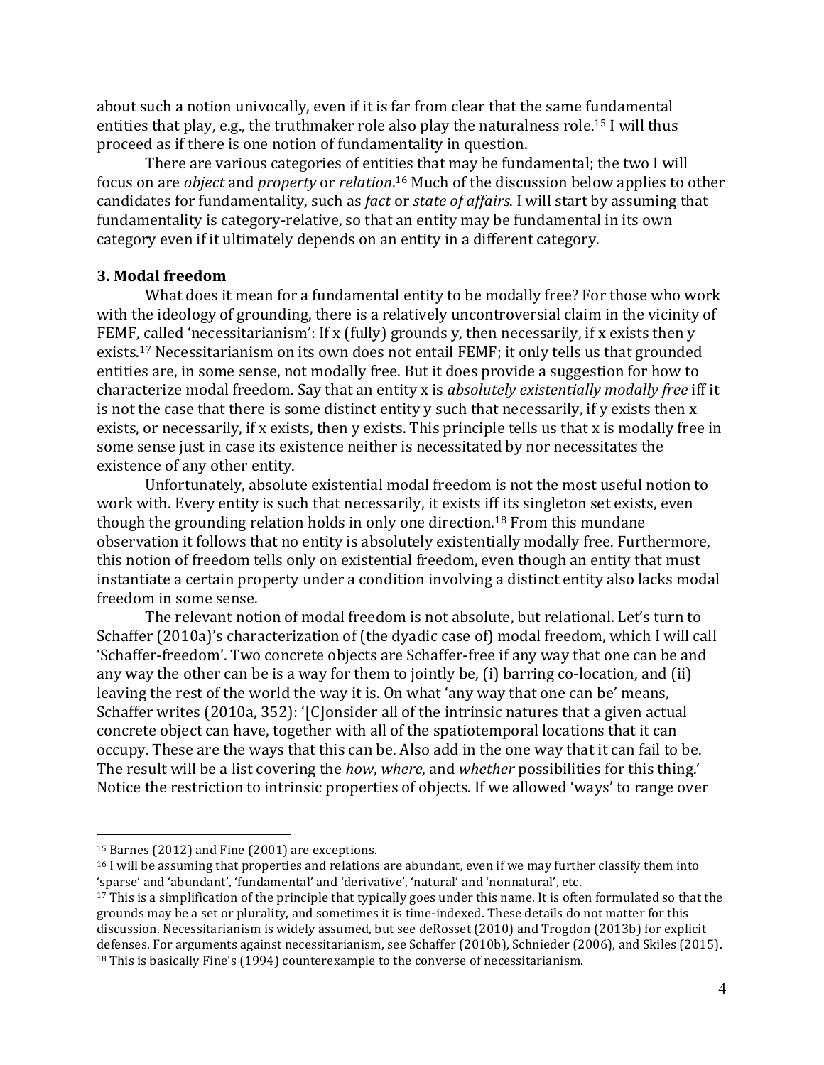about such a notion univocally, even if it is far from clear that the same fundamental entities that play, e.g., the truthmaker role also play the naturalness role.[15] I will thus proceed as if there is one notion of fundamentality in question.

There are various categories of entities that may be fundamental; the two I will focus on are *object* and *property* or *relation*.[16] Much of the discussion below applies to other candidates for fundamentality, such as *fact* or *state of affairs*. I will start by assuming that fundamentality is category-relative, so that an entity may be fundamental in its own category even if it ultimately depends on an entity in a different category.

## 3. Modal freedom

What does it mean for a fundamental entity to be modally free? For those who work with the ideology of grounding, there is a relatively uncontroversial claim in the vicinity of FEMF, called 'necessitarianism': If x (fully) grounds y, then necessarily, if x exists then y exists.[17] Necessitarianism on its own does not entail FEMF; it only tells us that grounded entities are, in some sense, not modally free. But it does provide a suggestion for how to characterize modal freedom. Say that an entity x is *absolutely existentially modally free* iff it is not the case that there is some distinct entity y such that necessarily, if y exists then x exists, or necessarily, if x exists, then y exists. This principle tells us that x is modally free in some sense just in case its existence neither is necessitated by nor necessitates the existence of any other entity.

Unfortunately, absolute existential modal freedom is not the most useful notion to work with. Every entity is such that necessarily, it exists iff its singleton set exists, even though the grounding relation holds in only one direction.[18] From this mundane observation it follows that no entity is absolutely existentially modally free. Furthermore, this notion of freedom tells only on existential freedom, even though an entity that must instantiate a certain property under a condition involving a distinct entity also lacks modal freedom in some sense.

The relevant notion of modal freedom is not absolute, but relational. Let's turn to Schaffer (2010a)'s characterization of (the dyadic case of) modal freedom, which I will call 'Schaffer-freedom'. Two concrete objects are Schaffer-free if any way that one can be and any way the other can be is a way for them to jointly be, (i) barring co-location, and (ii) leaving the rest of the world the way it is. On what 'any way that one can be' means, Schaffer writes (2010a, 352): '[C]onsider all of the intrinsic natures that a given actual concrete object can have, together with all of the spatiotemporal locations that it can occupy. These are the ways that this can be. Also add in the one way that it can fail to be. The result will be a list covering the *how*, *where*, and *whether* possibilities for this thing.' Notice the restriction to intrinsic properties of objects. If we allowed 'ways' to range over

---

[15] Barnes (2012) and Fine (2001) are exceptions.

[16] I will be assuming that properties and relations are abundant, even if we may further classify them into 'sparse' and 'abundant', 'fundamental' and 'derivative', 'natural' and 'nonnatural', etc.

[17] This is a simplification of the principle that typically goes under this name. It is often formulated so that the grounds may be a set or plurality, and sometimes it is time-indexed. These details do not matter for this discussion. Necessitarianism is widely assumed, but see deRosset (2010) and Trogdon (2013b) for explicit defenses. For arguments against necessitarianism, see Schaffer (2010b), Schnieder (2006), and Skiles (2015).

[18] This is basically Fine's (1994) counterexample to the converse of necessitarianism.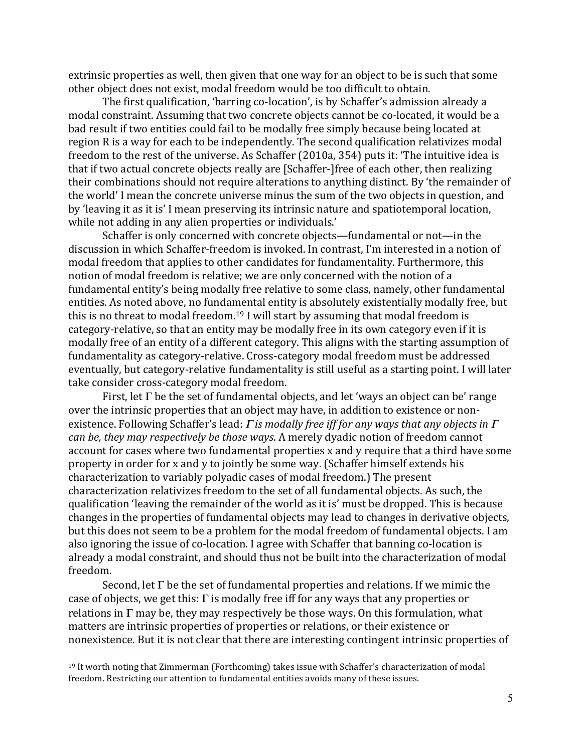extrinsic properties as well, then given that one way for an object to be is such that some other object does not exist, modal freedom would be too difficult to obtain.

The first qualification, 'barring co-location', is by Schaffer's admission already a modal constraint. Assuming that two concrete objects cannot be co-located, it would be a bad result if two entities could fail to be modally free simply because being located at region R is a way for each to be independently. The second qualification relativizes modal freedom to the rest of the universe. As Schaffer (2010a, 354) puts it: 'The intuitive idea is that if two actual concrete objects really are [Schaffer-]free of each other, then realizing their combinations should not require alterations to anything distinct. By 'the remainder of the world' I mean the concrete universe minus the sum of the two objects in question, and by 'leaving it as it is' I mean preserving its intrinsic nature and spatiotemporal location, while not adding in any alien properties or individuals.'

Schaffer is only concerned with concrete objects—fundamental or not—in the discussion in which Schaffer-freedom is invoked. In contrast, I'm interested in a notion of modal freedom that applies to other candidates for fundamentality. Furthermore, this notion of modal freedom is relative; we are only concerned with the notion of a fundamental entity's being modally free relative to some class, namely, other fundamental entities. As noted above, no fundamental entity is absolutely existentially modally free, but this is no threat to modal freedom.[19] I will start by assuming that modal freedom is category-relative, so that an entity may be modally free in its own category even if it is modally free of an entity of a different category. This aligns with the starting assumption of fundamentality as category-relative. Cross-category modal freedom must be addressed eventually, but category-relative fundamentality is still useful as a starting point. I will later take consider cross-category modal freedom.

First, let Γ be the set of fundamental objects, and let 'ways an object can be' range over the intrinsic properties that an object may have, in addition to existence or non-existence. Following Schaffer's lead: *Γ is modally free iff for any ways that any objects in Γ can be, they may respectively be those ways*. A merely dyadic notion of freedom cannot account for cases where two fundamental properties x and y require that a third have some property in order for x and y to jointly be some way. (Schaffer himself extends his characterization to variably polyadic cases of modal freedom.) The present characterization relativizes freedom to the set of all fundamental objects. As such, the qualification 'leaving the remainder of the world as it is' must be dropped. This is because changes in the properties of fundamental objects may lead to changes in derivative objects, but this does not seem to be a problem for the modal freedom of fundamental objects. I am also ignoring the issue of co-location. I agree with Schaffer that banning co-location is already a modal constraint, and should thus not be built into the characterization of modal freedom.

Second, let Γ be the set of fundamental properties and relations. If we mimic the case of objects, we get this: Γ is modally free iff for any ways that any properties or relations in Γ may be, they may respectively be those ways. On this formulation, what matters are intrinsic properties of properties or relations, or their existence or nonexistence. But it is not clear that there are interesting contingent intrinsic properties of

[19] It worth noting that Zimmerman (Forthcoming) takes issue with Schaffer's characterization of modal freedom. Restricting our attention to fundamental entities avoids many of these issues.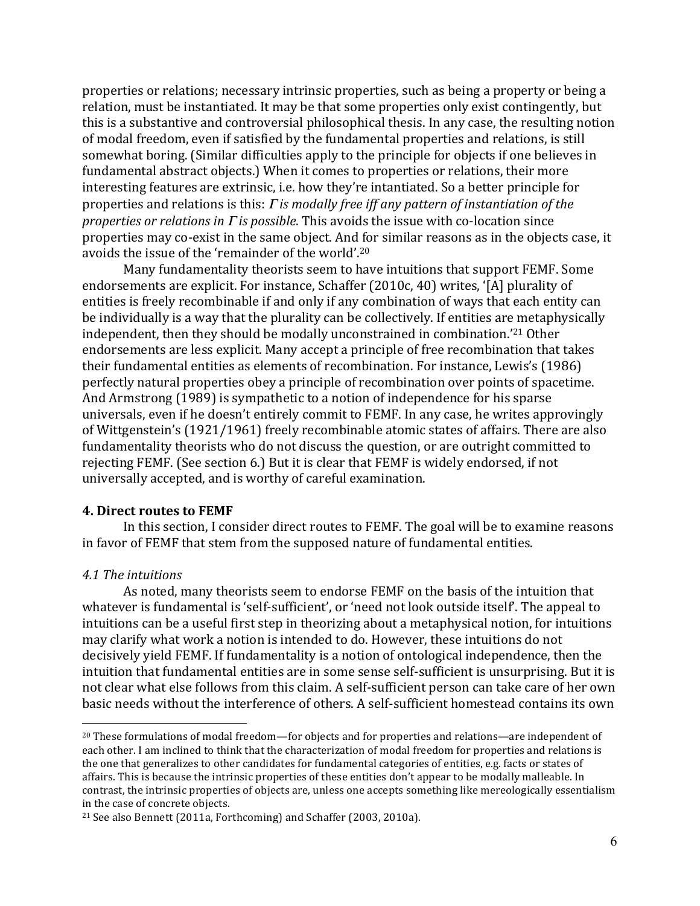properties or relations; necessary intrinsic properties, such as being a property or being a relation, must be instantiated. It may be that some properties only exist contingently, but this is a substantive and controversial philosophical thesis. In any case, the resulting notion of modal freedom, even if satisfied by the fundamental properties and relations, is still somewhat boring. (Similar difficulties apply to the principle for objects if one believes in fundamental abstract objects.) When it comes to properties or relations, their more interesting features are extrinsic, i.e. how they're intantiated. So a better principle for properties and relations is this: *Γ is modally free iff any pattern of instantiation of the properties or relations in Γ is possible*. This avoids the issue with co-location since properties may co-exist in the same object. And for similar reasons as in the objects case, it avoids the issue of the 'remainder of the world'.[20]

Many fundamentality theorists seem to have intuitions that support FEMF. Some endorsements are explicit. For instance, Schaffer (2010c, 40) writes, '[A] plurality of entities is freely recombinable if and only if any combination of ways that each entity can be individually is a way that the plurality can be collectively. If entities are metaphysically independent, then they should be modally unconstrained in combination.'[21] Other endorsements are less explicit. Many accept a principle of free recombination that takes their fundamental entities as elements of recombination. For instance, Lewis's (1986) perfectly natural properties obey a principle of recombination over points of spacetime. And Armstrong (1989) is sympathetic to a notion of independence for his sparse universals, even if he doesn't entirely commit to FEMF. In any case, he writes approvingly of Wittgenstein's (1921/1961) freely recombinable atomic states of affairs. There are also fundamentality theorists who do not discuss the question, or are outright committed to rejecting FEMF. (See section 6.) But it is clear that FEMF is widely endorsed, if not universally accepted, and is worthy of careful examination.

## 4. Direct routes to FEMF

In this section, I consider direct routes to FEMF. The goal will be to examine reasons in favor of FEMF that stem from the supposed nature of fundamental entities.

### *4.1 The intuitions*

As noted, many theorists seem to endorse FEMF on the basis of the intuition that whatever is fundamental is 'self-sufficient', or 'need not look outside itself'. The appeal to intuitions can be a useful first step in theorizing about a metaphysical notion, for intuitions may clarify what work a notion is intended to do. However, these intuitions do not decisively yield FEMF. If fundamentality is a notion of ontological independence, then the intuition that fundamental entities are in some sense self-sufficient is unsurprising. But it is not clear what else follows from this claim. A self-sufficient person can take care of her own basic needs without the interference of others. A self-sufficient homestead contains its own

---

[20] These formulations of modal freedom—for objects and for properties and relations—are independent of each other. I am inclined to think that the characterization of modal freedom for properties and relations is the one that generalizes to other candidates for fundamental categories of entities, e.g. facts or states of affairs. This is because the intrinsic properties of these entities don't appear to be modally malleable. In contrast, the intrinsic properties of objects are, unless one accepts something like mereologically essentialism in the case of concrete objects.

[21] See also Bennett (2011a, Forthcoming) and Schaffer (2003, 2010a).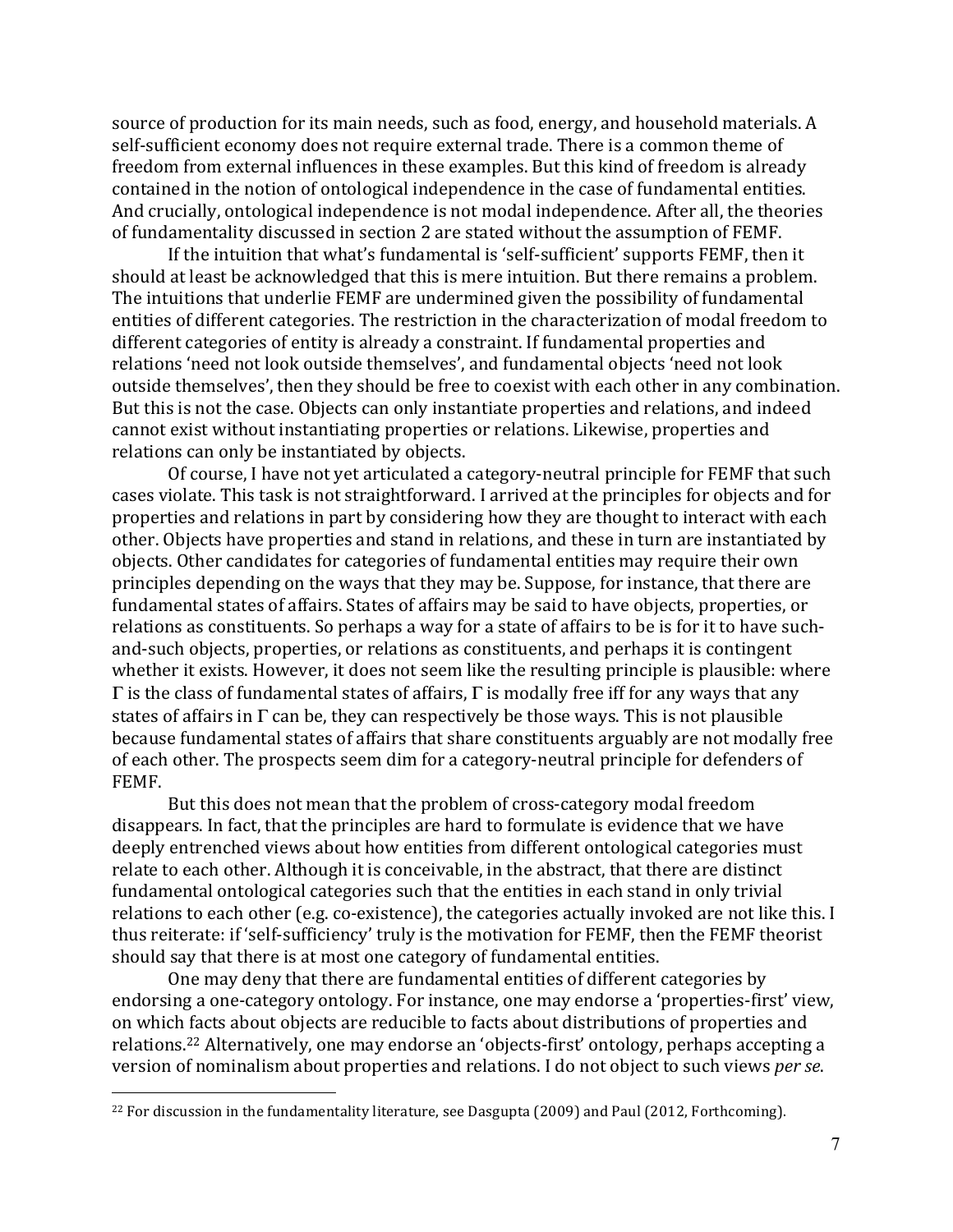source of production for its main needs, such as food, energy, and household materials. A self-sufficient economy does not require external trade. There is a common theme of freedom from external influences in these examples. But this kind of freedom is already contained in the notion of ontological independence in the case of fundamental entities. And crucially, ontological independence is not modal independence. After all, the theories of fundamentality discussed in section 2 are stated without the assumption of FEMF.

If the intuition that what's fundamental is 'self-sufficient' supports FEMF, then it should at least be acknowledged that this is mere intuition. But there remains a problem. The intuitions that underlie FEMF are undermined given the possibility of fundamental entities of different categories. The restriction in the characterization of modal freedom to different categories of entity is already a constraint. If fundamental properties and relations 'need not look outside themselves', and fundamental objects 'need not look outside themselves', then they should be free to coexist with each other in any combination. But this is not the case. Objects can only instantiate properties and relations, and indeed cannot exist without instantiating properties or relations. Likewise, properties and relations can only be instantiated by objects.

Of course, I have not yet articulated a category-neutral principle for FEMF that such cases violate. This task is not straightforward. I arrived at the principles for objects and for properties and relations in part by considering how they are thought to interact with each other. Objects have properties and stand in relations, and these in turn are instantiated by objects. Other candidates for categories of fundamental entities may require their own principles depending on the ways that they may be. Suppose, for instance, that there are fundamental states of affairs. States of affairs may be said to have objects, properties, or relations as constituents. So perhaps a way for a state of affairs to be is for it to have such-and-such objects, properties, or relations as constituents, and perhaps it is contingent whether it exists. However, it does not seem like the resulting principle is plausible: where $\Gamma$ is the class of fundamental states of affairs, $\Gamma$ is modally free iff for any ways that any states of affairs in $\Gamma$ can be, they can respectively be those ways. This is not plausible because fundamental states of affairs that share constituents arguably are not modally free of each other. The prospects seem dim for a category-neutral principle for defenders of FEMF.

But this does not mean that the problem of cross-category modal freedom disappears. In fact, that the principles are hard to formulate is evidence that we have deeply entrenched views about how entities from different ontological categories must relate to each other. Although it is conceivable, in the abstract, that there are distinct fundamental ontological categories such that the entities in each stand in only trivial relations to each other (e.g. co-existence), the categories actually invoked are not like this. I thus reiterate: if 'self-sufficiency' truly is the motivation for FEMF, then the FEMF theorist should say that there is at most one category of fundamental entities.

One may deny that there are fundamental entities of different categories by endorsing a one-category ontology. For instance, one may endorse a 'properties-first' view, on which facts about objects are reducible to facts about distributions of properties and relations.[22] Alternatively, one may endorse an 'objects-first' ontology, perhaps accepting a version of nominalism about properties and relations. I do not object to such views *per se*.

[22] For discussion in the fundamentality literature, see Dasgupta (2009) and Paul (2012, Forthcoming).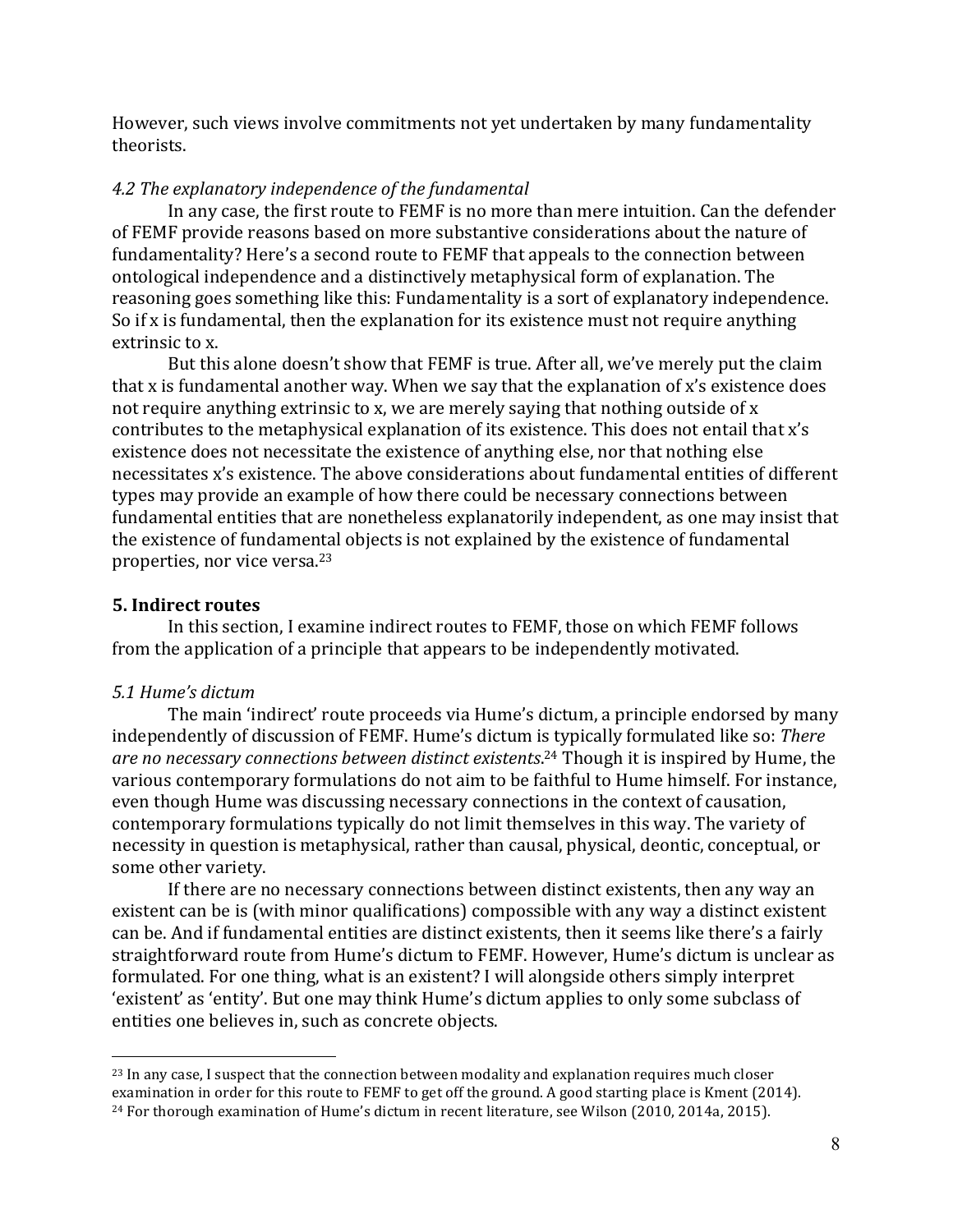However, such views involve commitments not yet undertaken by many fundamentality theorists.

### *4.2 The explanatory independence of the fundamental*

In any case, the first route to FEMF is no more than mere intuition. Can the defender of FEMF provide reasons based on more substantive considerations about the nature of fundamentality? Here's a second route to FEMF that appeals to the connection between ontological independence and a distinctively metaphysical form of explanation. The reasoning goes something like this: Fundamentality is a sort of explanatory independence. So if x is fundamental, then the explanation for its existence must not require anything extrinsic to x.

But this alone doesn't show that FEMF is true. After all, we've merely put the claim that x is fundamental another way. When we say that the explanation of x's existence does not require anything extrinsic to x, we are merely saying that nothing outside of x contributes to the metaphysical explanation of its existence. This does not entail that x's existence does not necessitate the existence of anything else, nor that nothing else necessitates x's existence. The above considerations about fundamental entities of different types may provide an example of how there could be necessary connections between fundamental entities that are nonetheless explanatorily independent, as one may insist that the existence of fundamental objects is not explained by the existence of fundamental properties, nor vice versa.[23]

## **5. Indirect routes**

In this section, I examine indirect routes to FEMF, those on which FEMF follows from the application of a principle that appears to be independently motivated.

### *5.1 Hume's dictum*

The main 'indirect' route proceeds via Hume's dictum, a principle endorsed by many independently of discussion of FEMF. Hume's dictum is typically formulated like so: *There are no necessary connections between distinct existents*.[24] Though it is inspired by Hume, the various contemporary formulations do not aim to be faithful to Hume himself. For instance, even though Hume was discussing necessary connections in the context of causation, contemporary formulations typically do not limit themselves in this way. The variety of necessity in question is metaphysical, rather than causal, physical, deontic, conceptual, or some other variety.

If there are no necessary connections between distinct existents, then any way an existent can be is (with minor qualifications) compossible with any way a distinct existent can be. And if fundamental entities are distinct existents, then it seems like there's a fairly straightforward route from Hume's dictum to FEMF. However, Hume's dictum is unclear as formulated. For one thing, what is an existent? I will alongside others simply interpret 'existent' as 'entity'. But one may think Hume's dictum applies to only some subclass of entities one believes in, such as concrete objects.

---

[23] In any case, I suspect that the connection between modality and explanation requires much closer examination in order for this route to FEMF to get off the ground. A good starting place is Kment (2014).

[24] For thorough examination of Hume's dictum in recent literature, see Wilson (2010, 2014a, 2015).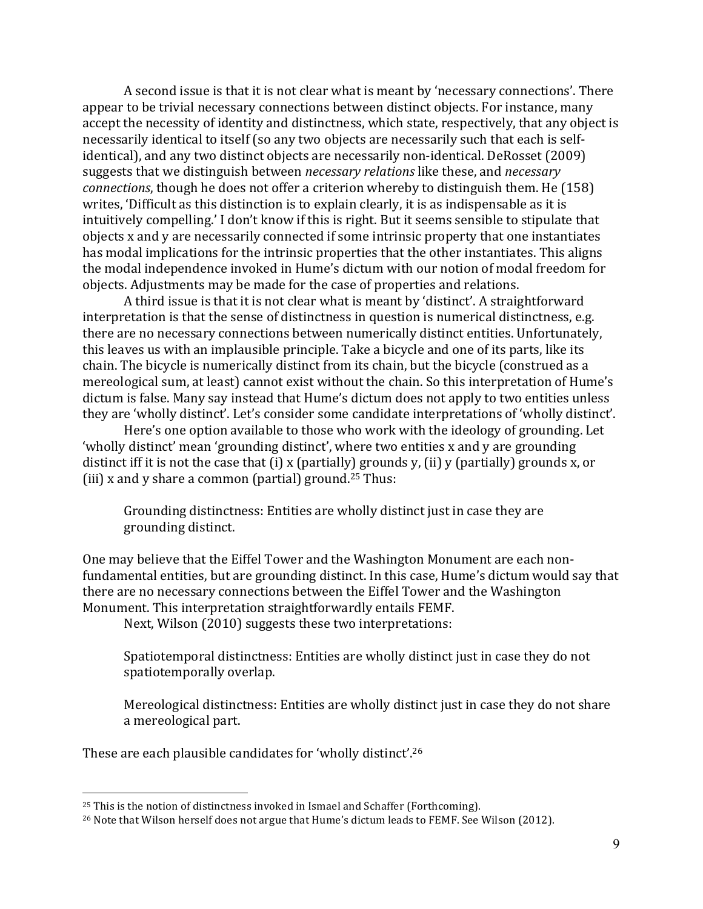A second issue is that it is not clear what is meant by 'necessary connections'. There appear to be trivial necessary connections between distinct objects. For instance, many accept the necessity of identity and distinctness, which state, respectively, that any object is necessarily identical to itself (so any two objects are necessarily such that each is self-identical), and any two distinct objects are necessarily non-identical. DeRosset (2009) suggests that we distinguish between *necessary relations* like these, and *necessary connections*, though he does not offer a criterion whereby to distinguish them. He (158) writes, 'Difficult as this distinction is to explain clearly, it is as indispensable as it is intuitively compelling.' I don't know if this is right. But it seems sensible to stipulate that objects x and y are necessarily connected if some intrinsic property that one instantiates has modal implications for the intrinsic properties that the other instantiates. This aligns the modal independence invoked in Hume's dictum with our notion of modal freedom for objects. Adjustments may be made for the case of properties and relations.

A third issue is that it is not clear what is meant by 'distinct'. A straightforward interpretation is that the sense of distinctness in question is numerical distinctness, e.g. there are no necessary connections between numerically distinct entities. Unfortunately, this leaves us with an implausible principle. Take a bicycle and one of its parts, like its chain. The bicycle is numerically distinct from its chain, but the bicycle (construed as a mereological sum, at least) cannot exist without the chain. So this interpretation of Hume's dictum is false. Many say instead that Hume's dictum does not apply to two entities unless they are 'wholly distinct'. Let's consider some candidate interpretations of 'wholly distinct'.

Here's one option available to those who work with the ideology of grounding. Let 'wholly distinct' mean 'grounding distinct', where two entities x and y are grounding distinct iff it is not the case that (i) x (partially) grounds y, (ii) y (partially) grounds x, or (iii) x and y share a common (partial) ground.[25] Thus:

> Grounding distinctness: Entities are wholly distinct just in case they are grounding distinct.

One may believe that the Eiffel Tower and the Washington Monument are each non-fundamental entities, but are grounding distinct. In this case, Hume's dictum would say that there are no necessary connections between the Eiffel Tower and the Washington Monument. This interpretation straightforwardly entails FEMF.

Next, Wilson (2010) suggests these two interpretations:

> Spatiotemporal distinctness: Entities are wholly distinct just in case they do not spatiotemporally overlap.

> Mereological distinctness: Entities are wholly distinct just in case they do not share a mereological part.

These are each plausible candidates for 'wholly distinct'.[26]

---

[25] This is the notion of distinctness invoked in Ismael and Schaffer (Forthcoming).

[26] Note that Wilson herself does not argue that Hume's dictum leads to FEMF. See Wilson (2012).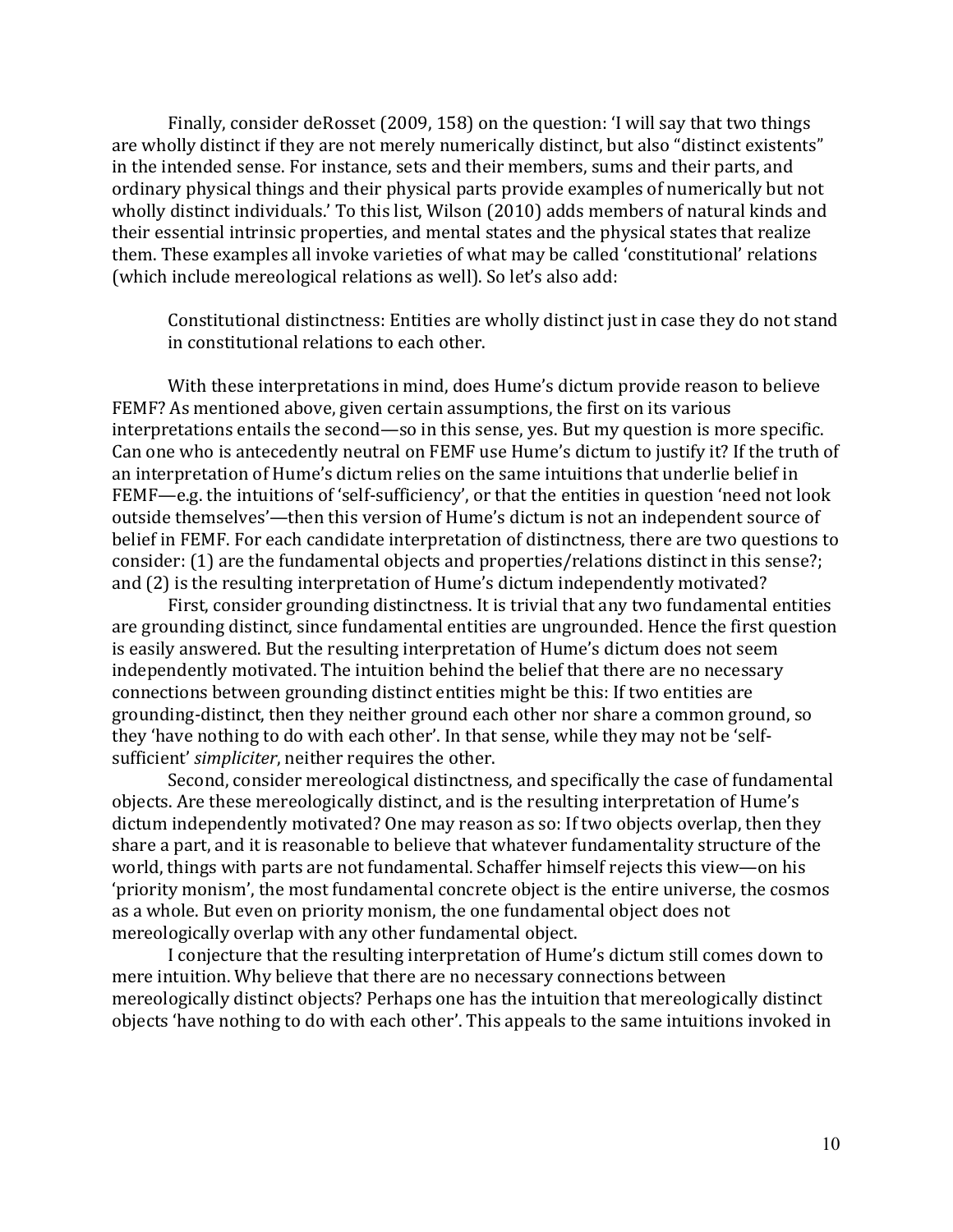Finally, consider deRosset (2009, 158) on the question: 'I will say that two things are wholly distinct if they are not merely numerically distinct, but also "distinct existents" in the intended sense. For instance, sets and their members, sums and their parts, and ordinary physical things and their physical parts provide examples of numerically but not wholly distinct individuals.' To this list, Wilson (2010) adds members of natural kinds and their essential intrinsic properties, and mental states and the physical states that realize them. These examples all invoke varieties of what may be called 'constitutional' relations (which include mereological relations as well). So let's also add:

> Constitutional distinctness: Entities are wholly distinct just in case they do not stand in constitutional relations to each other.

With these interpretations in mind, does Hume's dictum provide reason to believe FEMF? As mentioned above, given certain assumptions, the first on its various interpretations entails the second—so in this sense, yes. But my question is more specific. Can one who is antecedently neutral on FEMF use Hume's dictum to justify it? If the truth of an interpretation of Hume's dictum relies on the same intuitions that underlie belief in FEMF—e.g. the intuitions of 'self-sufficiency', or that the entities in question 'need not look outside themselves'—then this version of Hume's dictum is not an independent source of belief in FEMF. For each candidate interpretation of distinctness, there are two questions to consider: (1) are the fundamental objects and properties/relations distinct in this sense?; and (2) is the resulting interpretation of Hume's dictum independently motivated?

First, consider grounding distinctness. It is trivial that any two fundamental entities are grounding distinct, since fundamental entities are ungrounded. Hence the first question is easily answered. But the resulting interpretation of Hume's dictum does not seem independently motivated. The intuition behind the belief that there are no necessary connections between grounding distinct entities might be this: If two entities are grounding-distinct, then they neither ground each other nor share a common ground, so they 'have nothing to do with each other'. In that sense, while they may not be 'self-sufficient' *simpliciter*, neither requires the other.

Second, consider mereological distinctness, and specifically the case of fundamental objects. Are these mereologically distinct, and is the resulting interpretation of Hume's dictum independently motivated? One may reason as so: If two objects overlap, then they share a part, and it is reasonable to believe that whatever fundamentality structure of the world, things with parts are not fundamental. Schaffer himself rejects this view—on his 'priority monism', the most fundamental concrete object is the entire universe, the cosmos as a whole. But even on priority monism, the one fundamental object does not mereologically overlap with any other fundamental object.

I conjecture that the resulting interpretation of Hume's dictum still comes down to mere intuition. Why believe that there are no necessary connections between mereologically distinct objects? Perhaps one has the intuition that mereologically distinct objects 'have nothing to do with each other'. This appeals to the same intuitions invoked in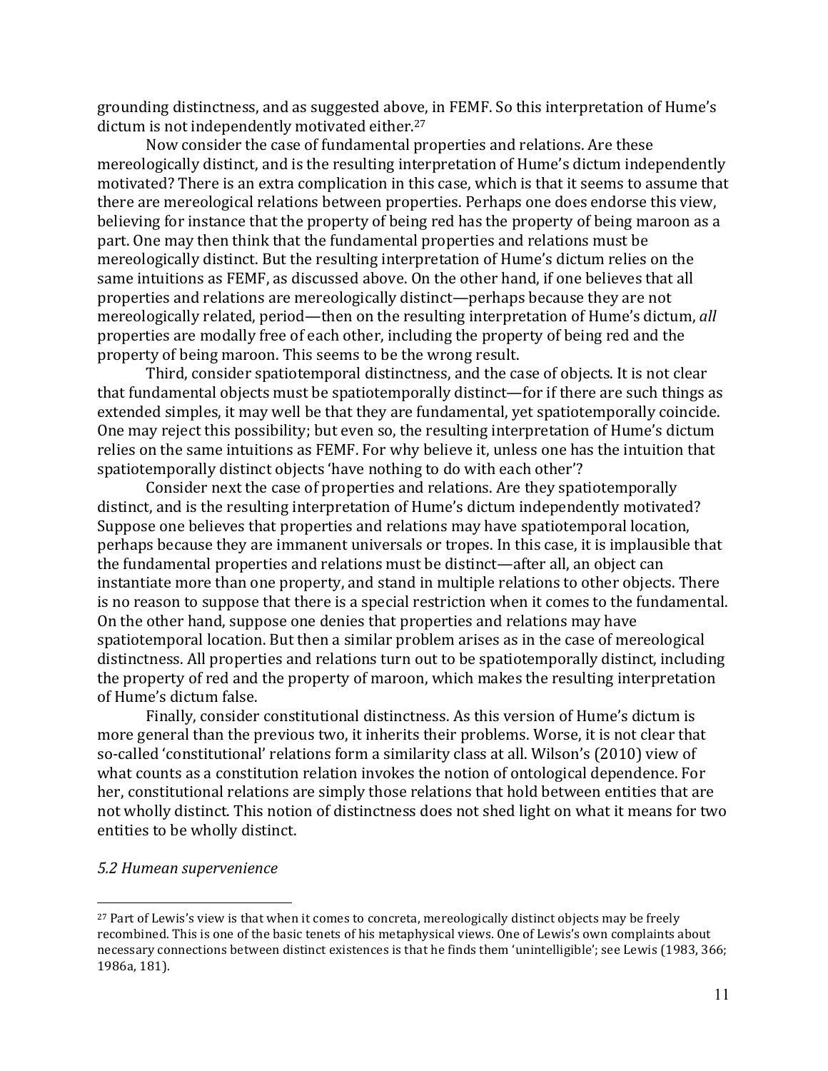grounding distinctness, and as suggested above, in FEMF. So this interpretation of Hume's dictum is not independently motivated either.[27]

Now consider the case of fundamental properties and relations. Are these mereologically distinct, and is the resulting interpretation of Hume's dictum independently motivated? There is an extra complication in this case, which is that it seems to assume that there are mereological relations between properties. Perhaps one does endorse this view, believing for instance that the property of being red has the property of being maroon as a part. One may then think that the fundamental properties and relations must be mereologically distinct. But the resulting interpretation of Hume's dictum relies on the same intuitions as FEMF, as discussed above. On the other hand, if one believes that all properties and relations are mereologically distinct—perhaps because they are not mereologically related, period—then on the resulting interpretation of Hume's dictum, *all* properties are modally free of each other, including the property of being red and the property of being maroon. This seems to be the wrong result.

Third, consider spatiotemporal distinctness, and the case of objects. It is not clear that fundamental objects must be spatiotemporally distinct—for if there are such things as extended simples, it may well be that they are fundamental, yet spatiotemporally coincide. One may reject this possibility; but even so, the resulting interpretation of Hume's dictum relies on the same intuitions as FEMF. For why believe it, unless one has the intuition that spatiotemporally distinct objects 'have nothing to do with each other'?

Consider next the case of properties and relations. Are they spatiotemporally distinct, and is the resulting interpretation of Hume's dictum independently motivated? Suppose one believes that properties and relations may have spatiotemporal location, perhaps because they are immanent universals or tropes. In this case, it is implausible that the fundamental properties and relations must be distinct—after all, an object can instantiate more than one property, and stand in multiple relations to other objects. There is no reason to suppose that there is a special restriction when it comes to the fundamental. On the other hand, suppose one denies that properties and relations may have spatiotemporal location. But then a similar problem arises as in the case of mereological distinctness. All properties and relations turn out to be spatiotemporally distinct, including the property of red and the property of maroon, which makes the resulting interpretation of Hume's dictum false.

Finally, consider constitutional distinctness. As this version of Hume's dictum is more general than the previous two, it inherits their problems. Worse, it is not clear that so-called 'constitutional' relations form a similarity class at all. Wilson's (2010) view of what counts as a constitution relation invokes the notion of ontological dependence. For her, constitutional relations are simply those relations that hold between entities that are not wholly distinct. This notion of distinctness does not shed light on what it means for two entities to be wholly distinct.

### *5.2 Humean supervenience*

[27] Part of Lewis's view is that when it comes to concreta, mereologically distinct objects may be freely recombined. This is one of the basic tenets of his metaphysical views. One of Lewis's own complaints about necessary connections between distinct existences is that he finds them 'unintelligible'; see Lewis (1983, 366; 1986a, 181).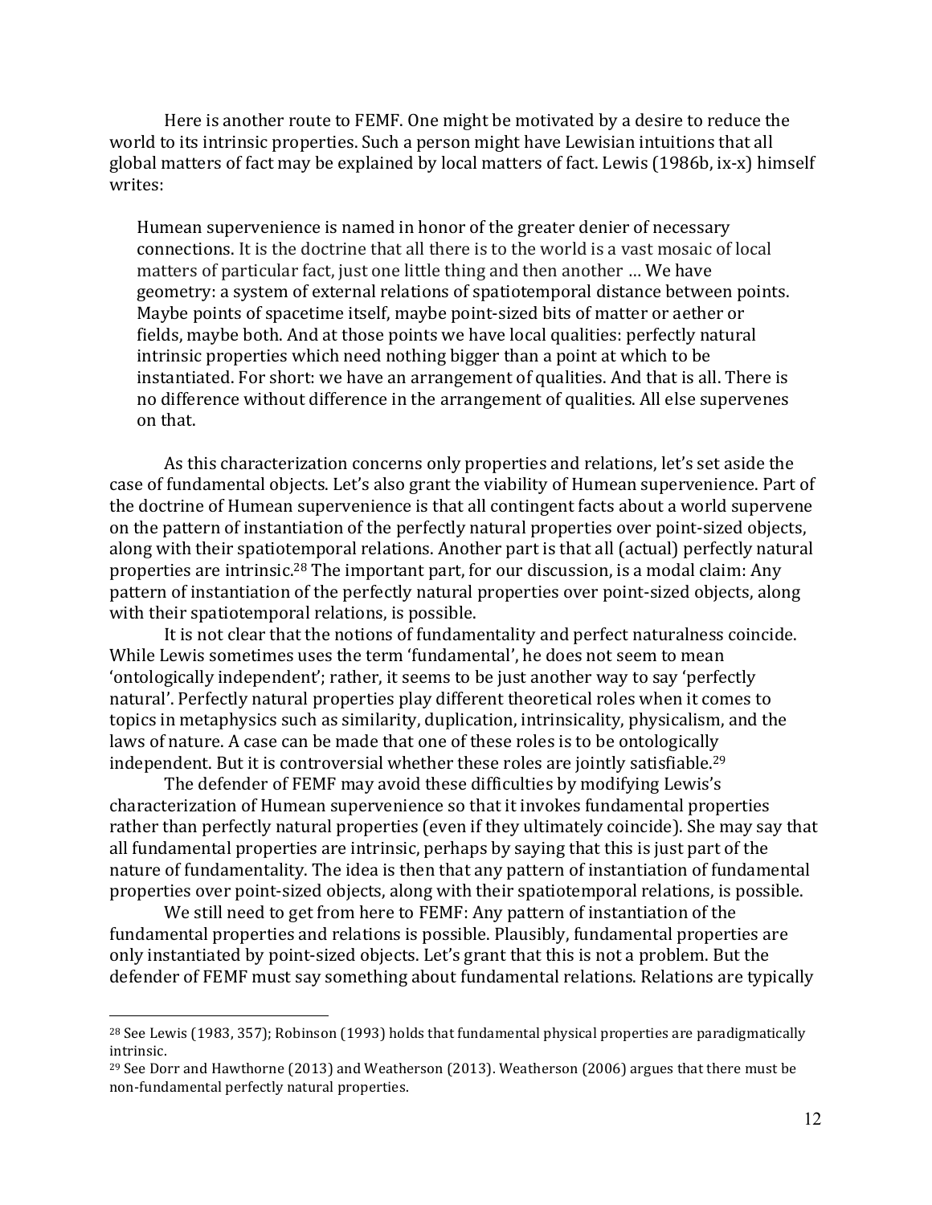Here is another route to FEMF. One might be motivated by a desire to reduce the world to its intrinsic properties. Such a person might have Lewisian intuitions that all global matters of fact may be explained by local matters of fact. Lewis (1986b, ix-x) himself writes:

> Humean supervenience is named in honor of the greater denier of necessary connections. It is the doctrine that all there is to the world is a vast mosaic of local matters of particular fact, just one little thing and then another … We have geometry: a system of external relations of spatiotemporal distance between points. Maybe points of spacetime itself, maybe point-sized bits of matter or aether or fields, maybe both. And at those points we have local qualities: perfectly natural intrinsic properties which need nothing bigger than a point at which to be instantiated. For short: we have an arrangement of qualities. And that is all. There is no difference without difference in the arrangement of qualities. All else supervenes on that.

As this characterization concerns only properties and relations, let's set aside the case of fundamental objects. Let's also grant the viability of Humean supervenience. Part of the doctrine of Humean supervenience is that all contingent facts about a world supervene on the pattern of instantiation of the perfectly natural properties over point-sized objects, along with their spatiotemporal relations. Another part is that all (actual) perfectly natural properties are intrinsic.[28] The important part, for our discussion, is a modal claim: Any pattern of instantiation of the perfectly natural properties over point-sized objects, along with their spatiotemporal relations, is possible.

It is not clear that the notions of fundamentality and perfect naturalness coincide. While Lewis sometimes uses the term 'fundamental', he does not seem to mean 'ontologically independent'; rather, it seems to be just another way to say 'perfectly natural'. Perfectly natural properties play different theoretical roles when it comes to topics in metaphysics such as similarity, duplication, intrinsicality, physicalism, and the laws of nature. A case can be made that one of these roles is to be ontologically independent. But it is controversial whether these roles are jointly satisfiable.[29]

The defender of FEMF may avoid these difficulties by modifying Lewis's characterization of Humean supervenience so that it invokes fundamental properties rather than perfectly natural properties (even if they ultimately coincide). She may say that all fundamental properties are intrinsic, perhaps by saying that this is just part of the nature of fundamentality. The idea is then that any pattern of instantiation of fundamental properties over point-sized objects, along with their spatiotemporal relations, is possible.

We still need to get from here to FEMF: Any pattern of instantiation of the fundamental properties and relations is possible. Plausibly, fundamental properties are only instantiated by point-sized objects. Let's grant that this is not a problem. But the defender of FEMF must say something about fundamental relations. Relations are typically

---

[28] See Lewis (1983, 357); Robinson (1993) holds that fundamental physical properties are paradigmatically intrinsic.

[29] See Dorr and Hawthorne (2013) and Weatherson (2013). Weatherson (2006) argues that there must be non-fundamental perfectly natural properties.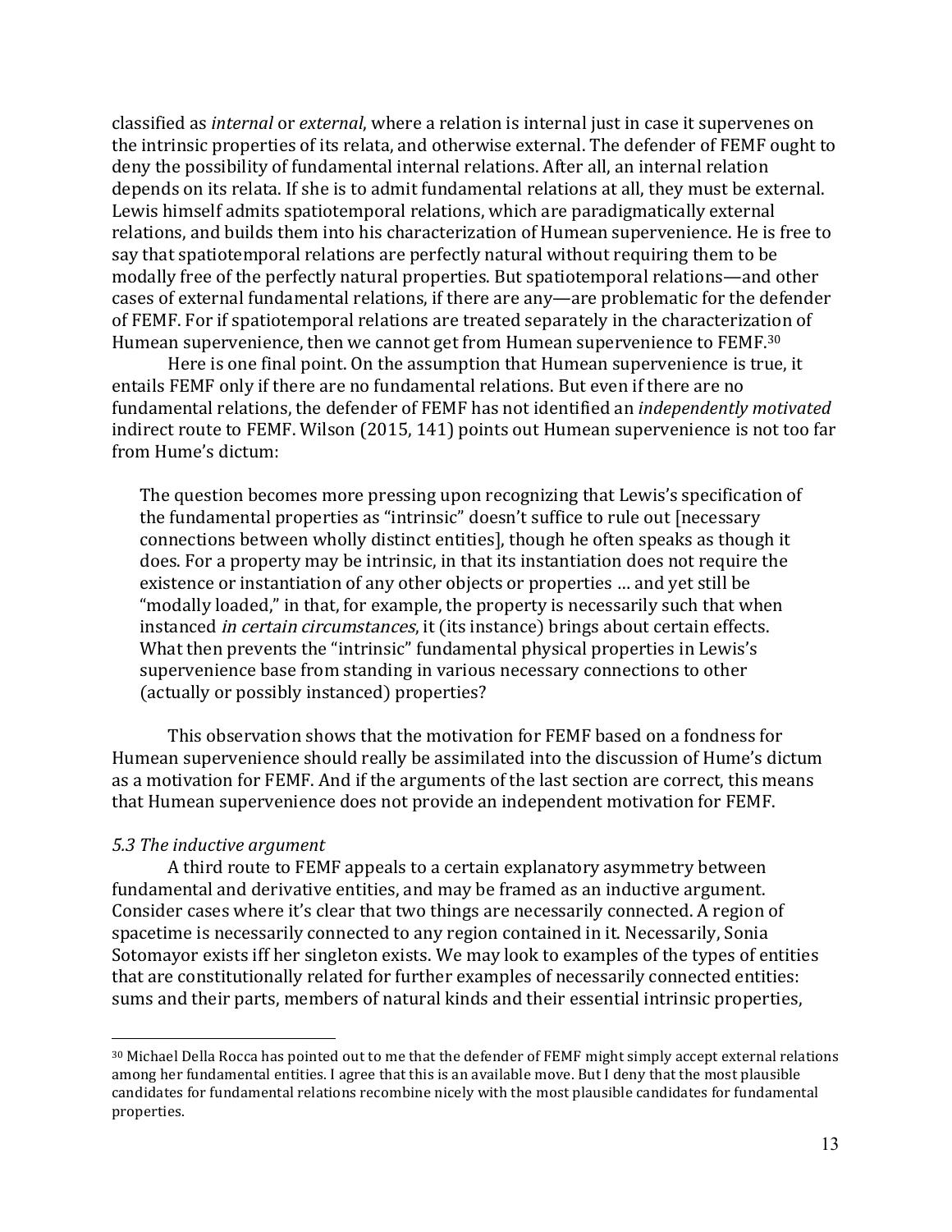classified as *internal* or *external*, where a relation is internal just in case it supervenes on the intrinsic properties of its relata, and otherwise external. The defender of FEMF ought to deny the possibility of fundamental internal relations. After all, an internal relation depends on its relata. If she is to admit fundamental relations at all, they must be external. Lewis himself admits spatiotemporal relations, which are paradigmatically external relations, and builds them into his characterization of Humean supervenience. He is free to say that spatiotemporal relations are perfectly natural without requiring them to be modally free of the perfectly natural properties. But spatiotemporal relations—and other cases of external fundamental relations, if there are any—are problematic for the defender of FEMF. For if spatiotemporal relations are treated separately in the characterization of Humean supervenience, then we cannot get from Humean supervenience to FEMF.[30]

Here is one final point. On the assumption that Humean supervenience is true, it entails FEMF only if there are no fundamental relations. But even if there are no fundamental relations, the defender of FEMF has not identified an *independently motivated* indirect route to FEMF. Wilson (2015, 141) points out Humean supervenience is not too far from Hume's dictum:

> The question becomes more pressing upon recognizing that Lewis's specification of the fundamental properties as "intrinsic" doesn't suffice to rule out [necessary connections between wholly distinct entities], though he often speaks as though it does. For a property may be intrinsic, in that its instantiation does not require the existence or instantiation of any other objects or properties … and yet still be "modally loaded," in that, for example, the property is necessarily such that when instanced *in certain circumstances*, it (its instance) brings about certain effects. What then prevents the "intrinsic" fundamental physical properties in Lewis's supervenience base from standing in various necessary connections to other (actually or possibly instanced) properties?

This observation shows that the motivation for FEMF based on a fondness for Humean supervenience should really be assimilated into the discussion of Hume's dictum as a motivation for FEMF. And if the arguments of the last section are correct, this means that Humean supervenience does not provide an independent motivation for FEMF.

### *5.3 The inductive argument*

A third route to FEMF appeals to a certain explanatory asymmetry between fundamental and derivative entities, and may be framed as an inductive argument. Consider cases where it's clear that two things are necessarily connected. A region of spacetime is necessarily connected to any region contained in it. Necessarily, Sonia Sotomayor exists iff her singleton exists. We may look to examples of the types of entities that are constitutionally related for further examples of necessarily connected entities: sums and their parts, members of natural kinds and their essential intrinsic properties,

---

[30] Michael Della Rocca has pointed out to me that the defender of FEMF might simply accept external relations among her fundamental entities. I agree that this is an available move. But I deny that the most plausible candidates for fundamental relations recombine nicely with the most plausible candidates for fundamental properties.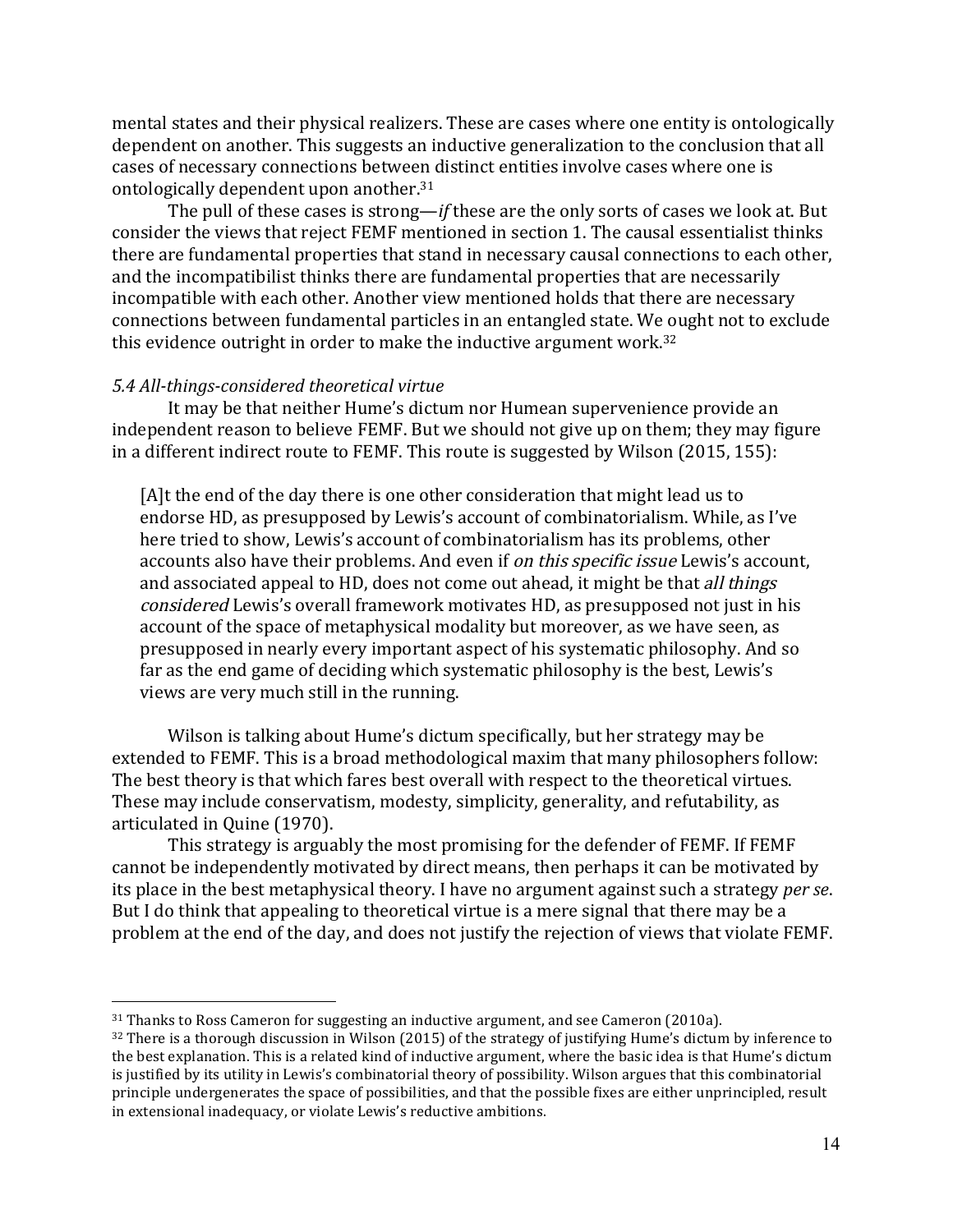mental states and their physical realizers. These are cases where one entity is ontologically dependent on another. This suggests an inductive generalization to the conclusion that all cases of necessary connections between distinct entities involve cases where one is ontologically dependent upon another.[31]

The pull of these cases is strong—*if* these are the only sorts of cases we look at. But consider the views that reject FEMF mentioned in section 1. The causal essentialist thinks there are fundamental properties that stand in necessary causal connections to each other, and the incompatibilist thinks there are fundamental properties that are necessarily incompatible with each other. Another view mentioned holds that there are necessary connections between fundamental particles in an entangled state. We ought not to exclude this evidence outright in order to make the inductive argument work.[32]

### *5.4 All-things-considered theoretical virtue*

It may be that neither Hume's dictum nor Humean supervenience provide an independent reason to believe FEMF. But we should not give up on them; they may figure in a different indirect route to FEMF. This route is suggested by Wilson (2015, 155):

> [A]t the end of the day there is one other consideration that might lead us to endorse HD, as presupposed by Lewis's account of combinatorialism. While, as I've here tried to show, Lewis's account of combinatorialism has its problems, other accounts also have their problems. And even if *on this specific issue* Lewis's account, and associated appeal to HD, does not come out ahead, it might be that *all things considered* Lewis's overall framework motivates HD, as presupposed not just in his account of the space of metaphysical modality but moreover, as we have seen, as presupposed in nearly every important aspect of his systematic philosophy. And so far as the end game of deciding which systematic philosophy is the best, Lewis's views are very much still in the running.

Wilson is talking about Hume's dictum specifically, but her strategy may be extended to FEMF. This is a broad methodological maxim that many philosophers follow: The best theory is that which fares best overall with respect to the theoretical virtues. These may include conservatism, modesty, simplicity, generality, and refutability, as articulated in Quine (1970).

This strategy is arguably the most promising for the defender of FEMF. If FEMF cannot be independently motivated by direct means, then perhaps it can be motivated by its place in the best metaphysical theory. I have no argument against such a strategy *per se*. But I do think that appealing to theoretical virtue is a mere signal that there may be a problem at the end of the day, and does not justify the rejection of views that violate FEMF.

---

[31] Thanks to Ross Cameron for suggesting an inductive argument, and see Cameron (2010a).

[32] There is a thorough discussion in Wilson (2015) of the strategy of justifying Hume's dictum by inference to the best explanation. This is a related kind of inductive argument, where the basic idea is that Hume's dictum is justified by its utility in Lewis's combinatorial theory of possibility. Wilson argues that this combinatorial principle undergenerates the space of possibilities, and that the possible fixes are either unprincipled, result in extensional inadequacy, or violate Lewis's reductive ambitions.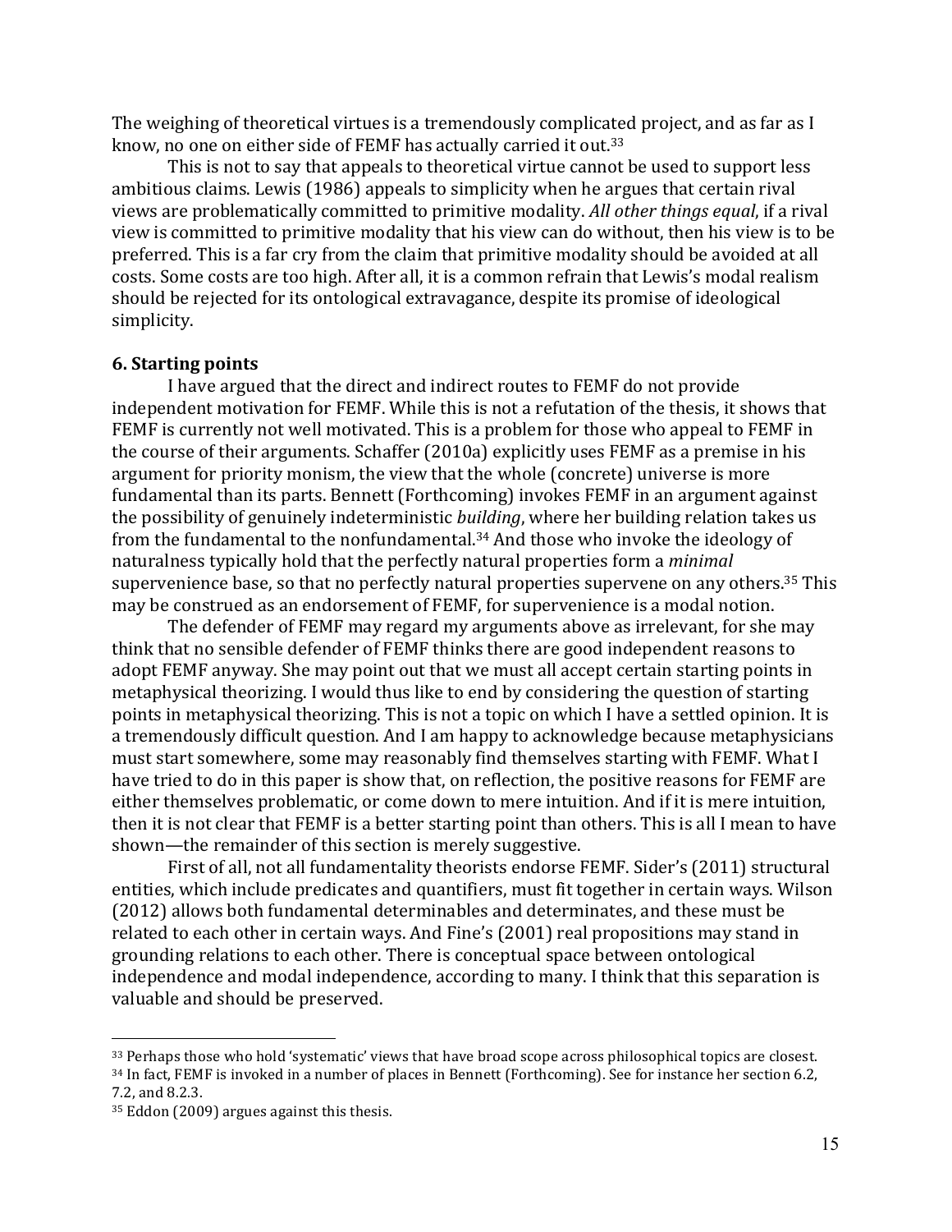The weighing of theoretical virtues is a tremendously complicated project, and as far as I know, no one on either side of FEMF has actually carried it out.[33]

This is not to say that appeals to theoretical virtue cannot be used to support less ambitious claims. Lewis (1986) appeals to simplicity when he argues that certain rival views are problematically committed to primitive modality. *All other things equal*, if a rival view is committed to primitive modality that his view can do without, then his view is to be preferred. This is a far cry from the claim that primitive modality should be avoided at all costs. Some costs are too high. After all, it is a common refrain that Lewis's modal realism should be rejected for its ontological extravagance, despite its promise of ideological simplicity.

### 6. Starting points

I have argued that the direct and indirect routes to FEMF do not provide independent motivation for FEMF. While this is not a refutation of the thesis, it shows that FEMF is currently not well motivated. This is a problem for those who appeal to FEMF in the course of their arguments. Schaffer (2010a) explicitly uses FEMF as a premise in his argument for priority monism, the view that the whole (concrete) universe is more fundamental than its parts. Bennett (Forthcoming) invokes FEMF in an argument against the possibility of genuinely indeterministic *building*, where her building relation takes us from the fundamental to the nonfundamental.[34] And those who invoke the ideology of naturalness typically hold that the perfectly natural properties form a *minimal* supervenience base, so that no perfectly natural properties supervene on any others.[35] This may be construed as an endorsement of FEMF, for supervenience is a modal notion.

The defender of FEMF may regard my arguments above as irrelevant, for she may think that no sensible defender of FEMF thinks there are good independent reasons to adopt FEMF anyway. She may point out that we must all accept certain starting points in metaphysical theorizing. I would thus like to end by considering the question of starting points in metaphysical theorizing. This is not a topic on which I have a settled opinion. It is a tremendously difficult question. And I am happy to acknowledge because metaphysicians must start somewhere, some may reasonably find themselves starting with FEMF. What I have tried to do in this paper is show that, on reflection, the positive reasons for FEMF are either themselves problematic, or come down to mere intuition. And if it is mere intuition, then it is not clear that FEMF is a better starting point than others. This is all I mean to have shown—the remainder of this section is merely suggestive.

First of all, not all fundamentality theorists endorse FEMF. Sider's (2011) structural entities, which include predicates and quantifiers, must fit together in certain ways. Wilson (2012) allows both fundamental determinables and determinates, and these must be related to each other in certain ways. And Fine's (2001) real propositions may stand in grounding relations to each other. There is conceptual space between ontological independence and modal independence, according to many. I think that this separation is valuable and should be preserved.

---

[33] Perhaps those who hold 'systematic' views that have broad scope across philosophical topics are closest.

[34] In fact, FEMF is invoked in a number of places in Bennett (Forthcoming). See for instance her section 6.2, 7.2, and 8.2.3.

[35] Eddon (2009) argues against this thesis.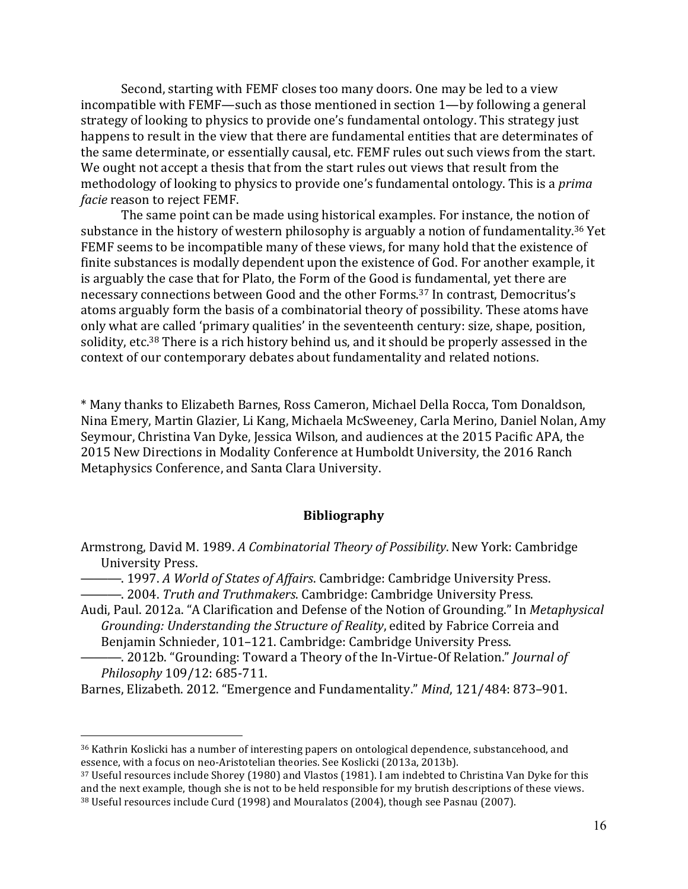Second, starting with FEMF closes too many doors. One may be led to a view incompatible with FEMF—such as those mentioned in section 1—by following a general strategy of looking to physics to provide one's fundamental ontology. This strategy just happens to result in the view that there are fundamental entities that are determinates of the same determinate, or essentially causal, etc. FEMF rules out such views from the start. We ought not accept a thesis that from the start rules out views that result from the methodology of looking to physics to provide one's fundamental ontology. This is a *prima facie* reason to reject FEMF.

The same point can be made using historical examples. For instance, the notion of substance in the history of western philosophy is arguably a notion of fundamentality.[36] Yet FEMF seems to be incompatible many of these views, for many hold that the existence of finite substances is modally dependent upon the existence of God. For another example, it is arguably the case that for Plato, the Form of the Good is fundamental, yet there are necessary connections between Good and the other Forms.[37] In contrast, Democritus's atoms arguably form the basis of a combinatorial theory of possibility. These atoms have only what are called 'primary qualities' in the seventeenth century: size, shape, position, solidity, etc.[38] There is a rich history behind us, and it should be properly assessed in the context of our contemporary debates about fundamentality and related notions.

* Many thanks to Elizabeth Barnes, Ross Cameron, Michael Della Rocca, Tom Donaldson, Nina Emery, Martin Glazier, Li Kang, Michaela McSweeney, Carla Merino, Daniel Nolan, Amy Seymour, Christina Van Dyke, Jessica Wilson, and audiences at the 2015 Pacific APA, the 2015 New Directions in Modality Conference at Humboldt University, the 2016 Ranch Metaphysics Conference, and Santa Clara University.

## Bibliography

Armstrong, David M. 1989. *A Combinatorial Theory of Possibility*. New York: Cambridge University Press.

———. 1997. *A World of States of Affairs*. Cambridge: Cambridge University Press.

———. 2004. *Truth and Truthmakers*. Cambridge: Cambridge University Press.

Audi, Paul. 2012a. "A Clarification and Defense of the Notion of Grounding." In *Metaphysical Grounding: Understanding the Structure of Reality*, edited by Fabrice Correia and Benjamin Schnieder, 101–121. Cambridge: Cambridge University Press.

———. 2012b. "Grounding: Toward a Theory of the In-Virtue-Of Relation." *Journal of Philosophy* 109/12: 685-711.

Barnes, Elizabeth. 2012. "Emergence and Fundamentality." *Mind*, 121/484: 873–901.

---

[36] Kathrin Koslicki has a number of interesting papers on ontological dependence, substancehood, and essence, with a focus on neo-Aristotelian theories. See Koslicki (2013a, 2013b).

[37] Useful resources include Shorey (1980) and Vlastos (1981). I am indebted to Christina Van Dyke for this and the next example, though she is not to be held responsible for my brutish descriptions of these views.

[38] Useful resources include Curd (1998) and Mouralatos (2004), though see Pasnau (2007).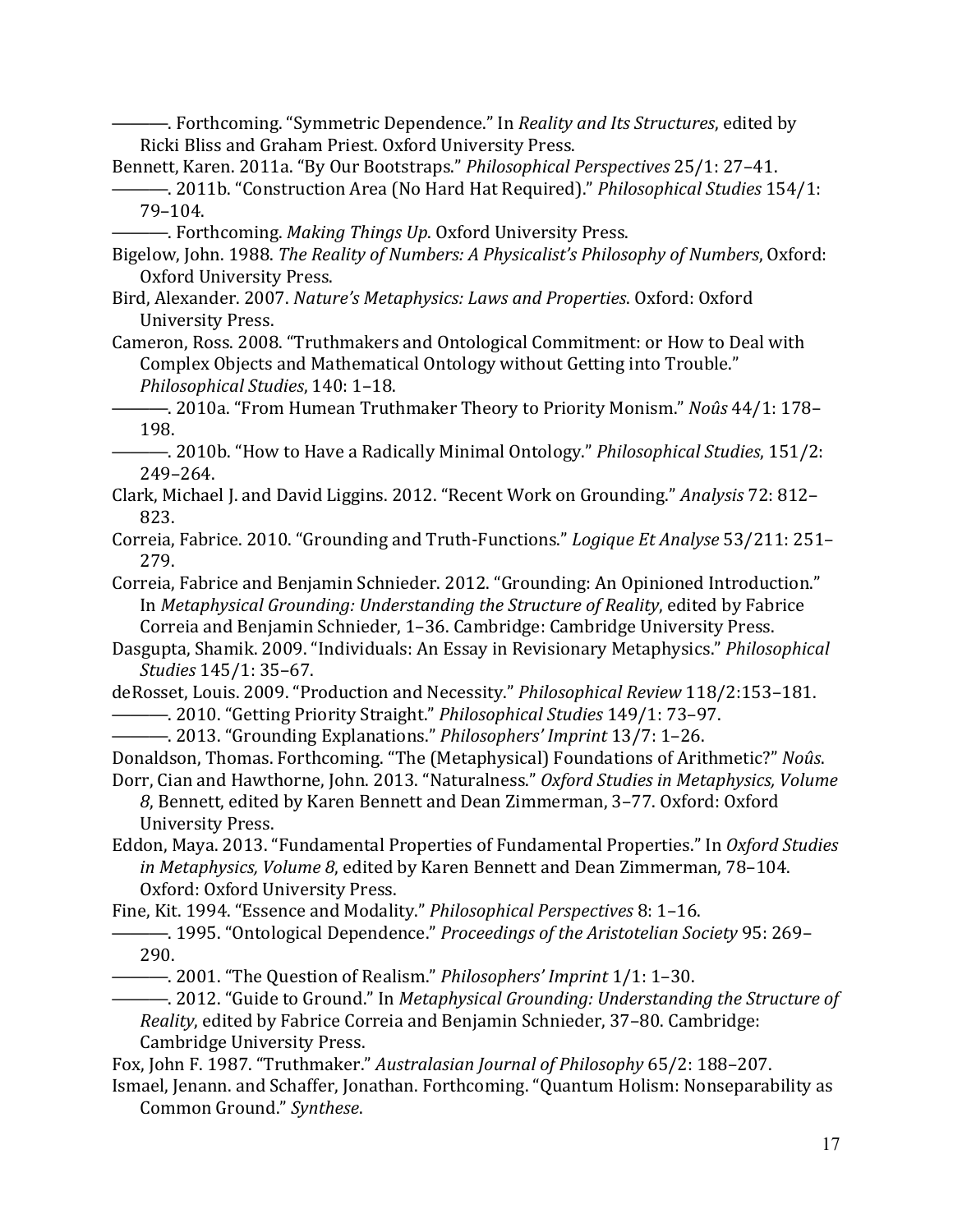———. Forthcoming. “Symmetric Dependence.” In *Reality and Its Structures*, edited by Ricki Bliss and Graham Priest. Oxford University Press.

Bennett, Karen. 2011a. “By Our Bootstraps.” *Philosophical Perspectives* 25/1: 27–41.

———. 2011b. “Construction Area (No Hard Hat Required).” *Philosophical Studies* 154/1: 79–104.

———. Forthcoming. *Making Things Up*. Oxford University Press.

Bigelow, John. 1988. *The Reality of Numbers: A Physicalist's Philosophy of Numbers*, Oxford: Oxford University Press.

Bird, Alexander. 2007. *Nature's Metaphysics: Laws and Properties*. Oxford: Oxford University Press.

Cameron, Ross. 2008. “Truthmakers and Ontological Commitment: or How to Deal with Complex Objects and Mathematical Ontology without Getting into Trouble.” *Philosophical Studies*, 140: 1–18.

———. 2010a. “From Humean Truthmaker Theory to Priority Monism.” *Noûs* 44/1: 178–198.

———. 2010b. “How to Have a Radically Minimal Ontology.” *Philosophical Studies*, 151/2: 249–264.

Clark, Michael J. and David Liggins. 2012. “Recent Work on Grounding.” *Analysis* 72: 812–823.

Correia, Fabrice. 2010. “Grounding and Truth-Functions.” *Logique Et Analyse* 53/211: 251–279.

Correia, Fabrice and Benjamin Schnieder. 2012. “Grounding: An Opinioned Introduction.” In *Metaphysical Grounding: Understanding the Structure of Reality*, edited by Fabrice Correia and Benjamin Schnieder, 1–36. Cambridge: Cambridge University Press.

Dasgupta, Shamik. 2009. “Individuals: An Essay in Revisionary Metaphysics.” *Philosophical Studies* 145/1: 35–67.

deRosset, Louis. 2009. “Production and Necessity.” *Philosophical Review* 118/2:153–181.

———. 2010. “Getting Priority Straight.” *Philosophical Studies* 149/1: 73–97.

———. 2013. “Grounding Explanations.” *Philosophers' Imprint* 13/7: 1–26.

Donaldson, Thomas. Forthcoming. “The (Metaphysical) Foundations of Arithmetic?” *Noûs*.

Dorr, Cian and Hawthorne, John. 2013. “Naturalness.” *Oxford Studies in Metaphysics, Volume 8*, Bennett, edited by Karen Bennett and Dean Zimmerman, 3–77. Oxford: Oxford University Press.

Eddon, Maya. 2013. “Fundamental Properties of Fundamental Properties.” In *Oxford Studies in Metaphysics, Volume 8*, edited by Karen Bennett and Dean Zimmerman, 78–104. Oxford: Oxford University Press.

Fine, Kit. 1994. “Essence and Modality.” *Philosophical Perspectives* 8: 1–16.

———. 1995. “Ontological Dependence.” *Proceedings of the Aristotelian Society* 95: 269–290.

———. 2001. “The Question of Realism.” *Philosophers' Imprint* 1/1: 1–30.

———. 2012. “Guide to Ground.” In *Metaphysical Grounding: Understanding the Structure of Reality*, edited by Fabrice Correia and Benjamin Schnieder, 37–80. Cambridge: Cambridge University Press.

Fox, John F. 1987. “Truthmaker.” *Australasian Journal of Philosophy* 65/2: 188–207.

Ismael, Jenann. and Schaffer, Jonathan. Forthcoming. “Quantum Holism: Nonseparability as Common Ground.” *Synthese*.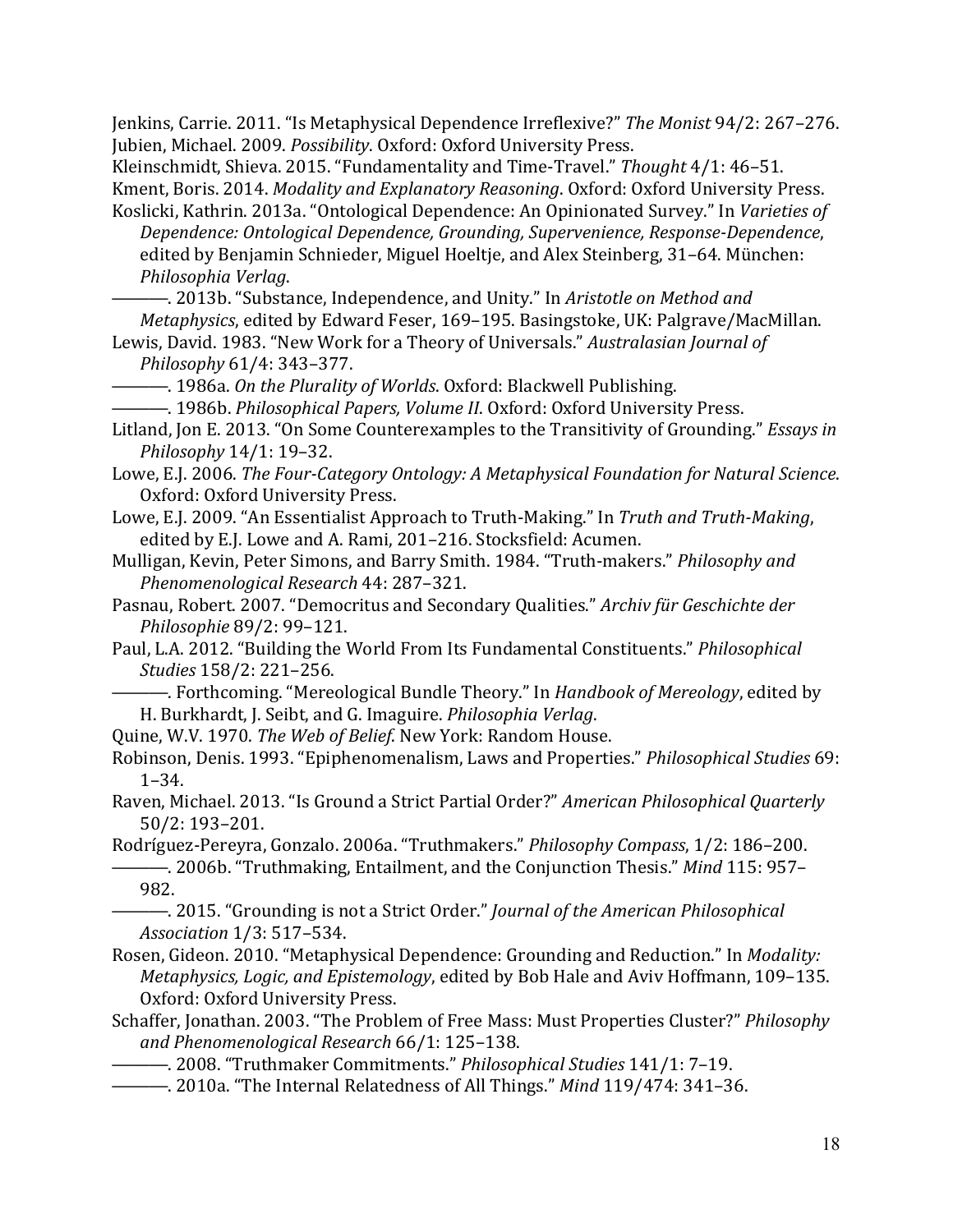Jenkins, Carrie. 2011. "Is Metaphysical Dependence Irreflexive?" *The Monist* 94/2: 267–276.

Jubien, Michael. 2009. *Possibility*. Oxford: Oxford University Press.

Kleinschmidt, Shieva. 2015. "Fundamentality and Time-Travel." *Thought* 4/1: 46–51.

Kment, Boris. 2014. *Modality and Explanatory Reasoning*. Oxford: Oxford University Press.

Koslicki, Kathrin. 2013a. "Ontological Dependence: An Opinionated Survey." In *Varieties of Dependence: Ontological Dependence, Grounding, Supervenience, Response-Dependence*, edited by Benjamin Schnieder, Miguel Hoeltje, and Alex Steinberg, 31–64. München: *Philosophia Verlag*.

———. 2013b. "Substance, Independence, and Unity." In *Aristotle on Method and Metaphysics*, edited by Edward Feser, 169–195. Basingstoke, UK: Palgrave/MacMillan.

Lewis, David. 1983. "New Work for a Theory of Universals." *Australasian Journal of Philosophy* 61/4: 343–377.

———. 1986a. *On the Plurality of Worlds*. Oxford: Blackwell Publishing.

———. 1986b. *Philosophical Papers, Volume II*. Oxford: Oxford University Press.

Litland, Jon E. 2013. "On Some Counterexamples to the Transitivity of Grounding." *Essays in Philosophy* 14/1: 19–32.

Lowe, E.J. 2006. *The Four-Category Ontology: A Metaphysical Foundation for Natural Science*. Oxford: Oxford University Press.

Lowe, E.J. 2009. "An Essentialist Approach to Truth-Making." In *Truth and Truth-Making*, edited by E.J. Lowe and A. Rami, 201–216. Stocksfield: Acumen.

Mulligan, Kevin, Peter Simons, and Barry Smith. 1984. "Truth-makers." *Philosophy and Phenomenological Research* 44: 287–321.

Pasnau, Robert. 2007. "Democritus and Secondary Qualities." *Archiv für Geschichte der Philosophie* 89/2: 99–121.

Paul, L.A. 2012. "Building the World From Its Fundamental Constituents." *Philosophical Studies* 158/2: 221–256.

———. Forthcoming. "Mereological Bundle Theory." In *Handbook of Mereology*, edited by H. Burkhardt, J. Seibt, and G. Imaguire. *Philosophia Verlag*.

Quine, W.V. 1970. *The Web of Belief*. New York: Random House.

Robinson, Denis. 1993. "Epiphenomenalism, Laws and Properties." *Philosophical Studies* 69: 1–34.

Raven, Michael. 2013. "Is Ground a Strict Partial Order?" *American Philosophical Quarterly* 50/2: 193–201.

Rodríguez-Pereyra, Gonzalo. 2006a. "Truthmakers." *Philosophy Compass*, 1/2: 186–200.

———. 2006b. "Truthmaking, Entailment, and the Conjunction Thesis." *Mind* 115: 957–982.

———. 2015. "Grounding is not a Strict Order." *Journal of the American Philosophical Association* 1/3: 517–534.

Rosen, Gideon. 2010. "Metaphysical Dependence: Grounding and Reduction." In *Modality: Metaphysics, Logic, and Epistemology*, edited by Bob Hale and Aviv Hoffmann, 109–135. Oxford: Oxford University Press.

Schaffer, Jonathan. 2003. "The Problem of Free Mass: Must Properties Cluster?" *Philosophy and Phenomenological Research* 66/1: 125–138.

———. 2008. "Truthmaker Commitments." *Philosophical Studies* 141/1: 7–19.

———. 2010a. "The Internal Relatedness of All Things." *Mind* 119/474: 341–36.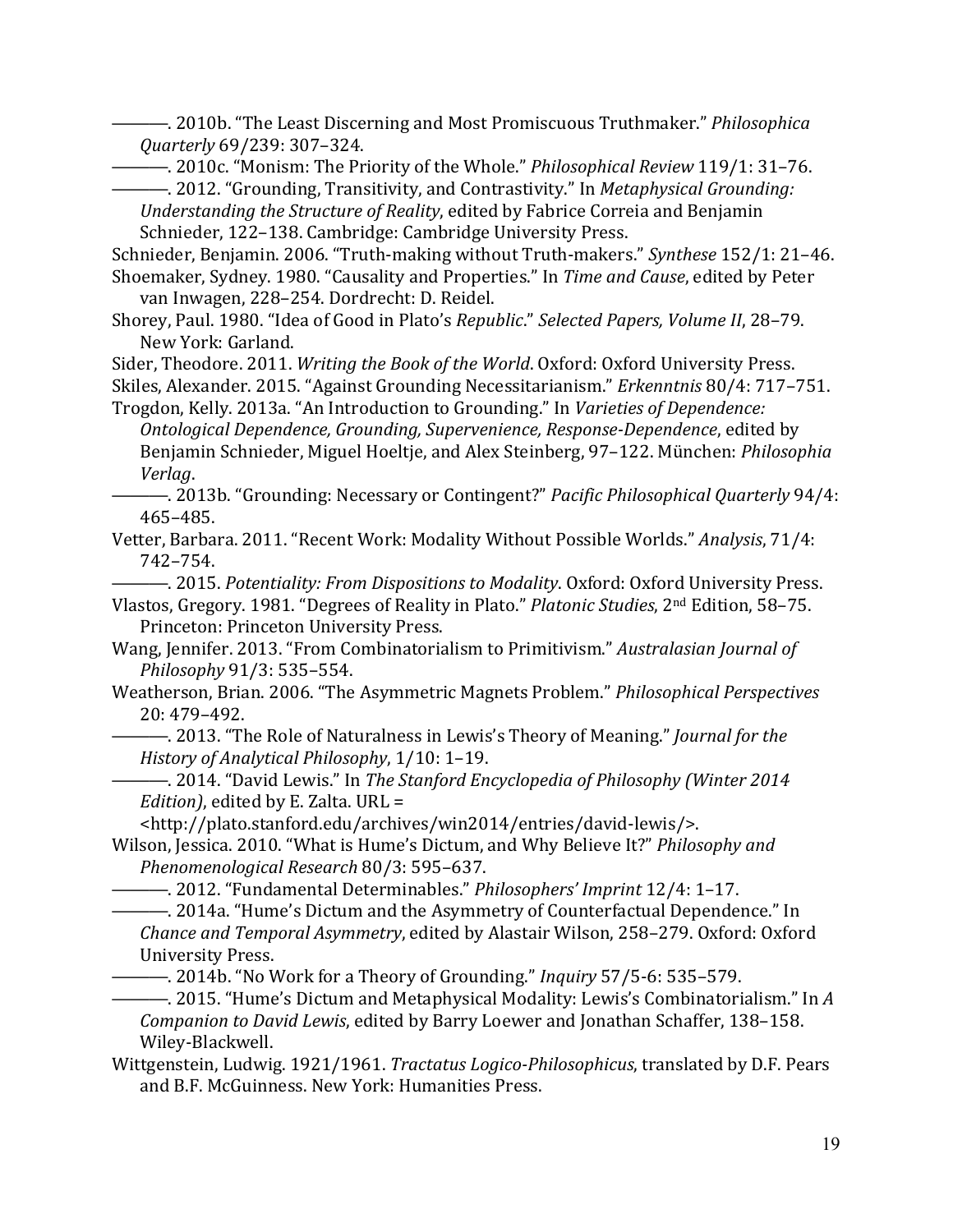———. 2010b. "The Least Discerning and Most Promiscuous Truthmaker." *Philosophica Quarterly* 69/239: 307–324.

———. 2010c. "Monism: The Priority of the Whole." *Philosophical Review* 119/1: 31–76.

———. 2012. "Grounding, Transitivity, and Contrastivity." In *Metaphysical Grounding: Understanding the Structure of Reality*, edited by Fabrice Correia and Benjamin Schnieder, 122–138. Cambridge: Cambridge University Press.

Schnieder, Benjamin. 2006. "Truth-making without Truth-makers." *Synthese* 152/1: 21–46.

Shoemaker, Sydney. 1980. "Causality and Properties." In *Time and Cause*, edited by Peter van Inwagen, 228–254. Dordrecht: D. Reidel.

Shorey, Paul. 1980. "Idea of Good in Plato's *Republic*." *Selected Papers, Volume II*, 28–79. New York: Garland.

Sider, Theodore. 2011. *Writing the Book of the World*. Oxford: Oxford University Press.

Skiles, Alexander. 2015. "Against Grounding Necessitarianism." *Erkenntnis* 80/4: 717–751.

Trogdon, Kelly. 2013a. "An Introduction to Grounding." In *Varieties of Dependence: Ontological Dependence, Grounding, Supervenience, Response-Dependence*, edited by Benjamin Schnieder, Miguel Hoeltje, and Alex Steinberg, 97–122. München: *Philosophia Verlag*.

———. 2013b. "Grounding: Necessary or Contingent?" *Pacific Philosophical Quarterly* 94/4: 465–485.

Vetter, Barbara. 2011. "Recent Work: Modality Without Possible Worlds." *Analysis*, 71/4: 742–754.

———. 2015. *Potentiality: From Dispositions to Modality*. Oxford: Oxford University Press.

Vlastos, Gregory. 1981. "Degrees of Reality in Plato." *Platonic Studies*, 2nd Edition, 58–75. Princeton: Princeton University Press.

Wang, Jennifer. 2013. "From Combinatorialism to Primitivism." *Australasian Journal of Philosophy* 91/3: 535–554.

Weatherson, Brian. 2006. "The Asymmetric Magnets Problem." *Philosophical Perspectives* 20: 479–492.

———. 2013. "The Role of Naturalness in Lewis's Theory of Meaning." *Journal for the History of Analytical Philosophy*, 1/10: 1–19.

———. 2014. "David Lewis." In *The Stanford Encyclopedia of Philosophy (Winter 2014 Edition)*, edited by E. Zalta. URL = <http://plato.stanford.edu/archives/win2014/entries/david-lewis/>.

Wilson, Jessica. 2010. "What is Hume's Dictum, and Why Believe It?" *Philosophy and Phenomenological Research* 80/3: 595–637.

———. 2012. "Fundamental Determinables." *Philosophers' Imprint* 12/4: 1–17.

———. 2014a. "Hume's Dictum and the Asymmetry of Counterfactual Dependence." In *Chance and Temporal Asymmetry*, edited by Alastair Wilson, 258–279. Oxford: Oxford University Press.

———. 2014b. "No Work for a Theory of Grounding." *Inquiry* 57/5-6: 535–579.

———. 2015. "Hume's Dictum and Metaphysical Modality: Lewis's Combinatorialism." In *A Companion to David Lewis*, edited by Barry Loewer and Jonathan Schaffer, 138–158. Wiley-Blackwell.

Wittgenstein, Ludwig. 1921/1961. *Tractatus Logico-Philosophicus*, translated by D.F. Pears and B.F. McGuinness. New York: Humanities Press.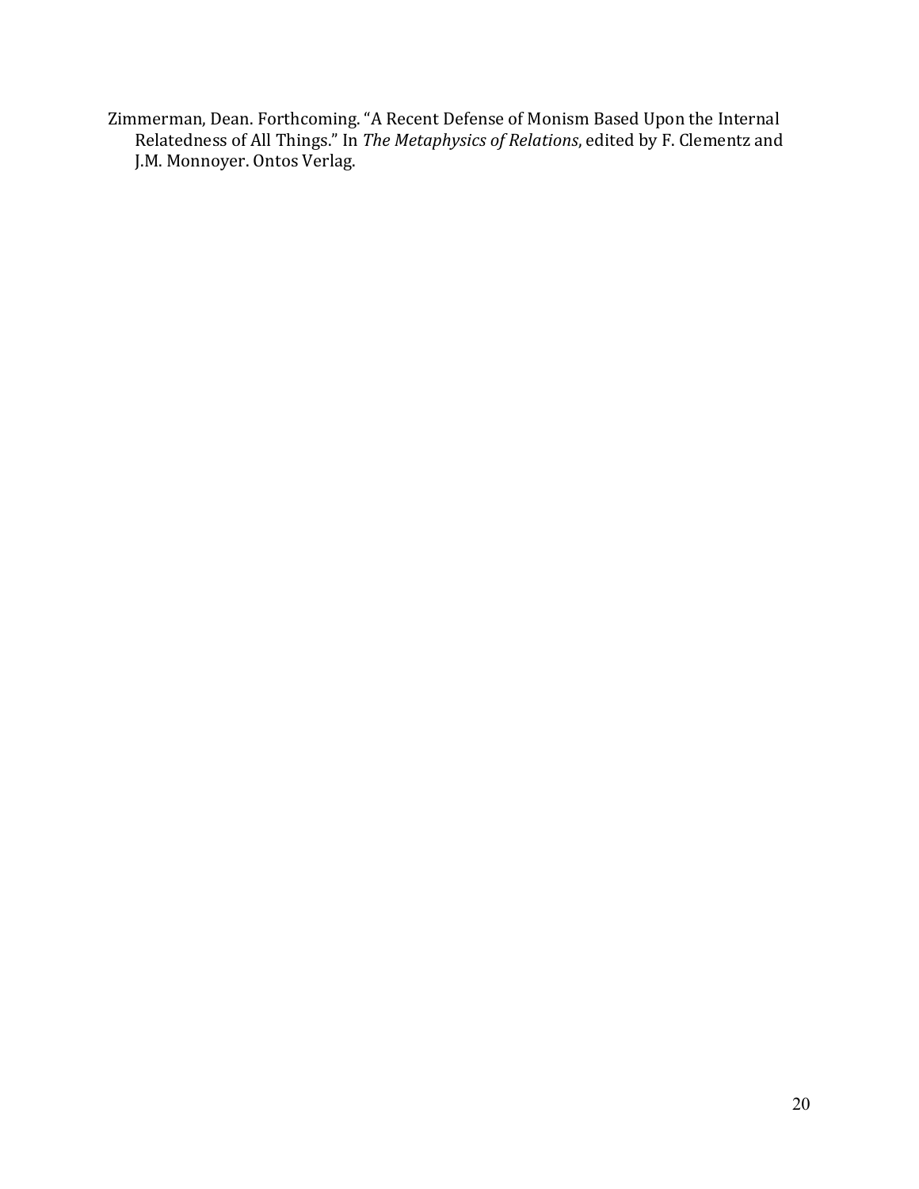Zimmerman, Dean. Forthcoming. "A Recent Defense of Monism Based Upon the Internal Relatedness of All Things." In *The Metaphysics of Relations*, edited by F. Clementz and J.M. Monnoyer. Ontos Verlag.